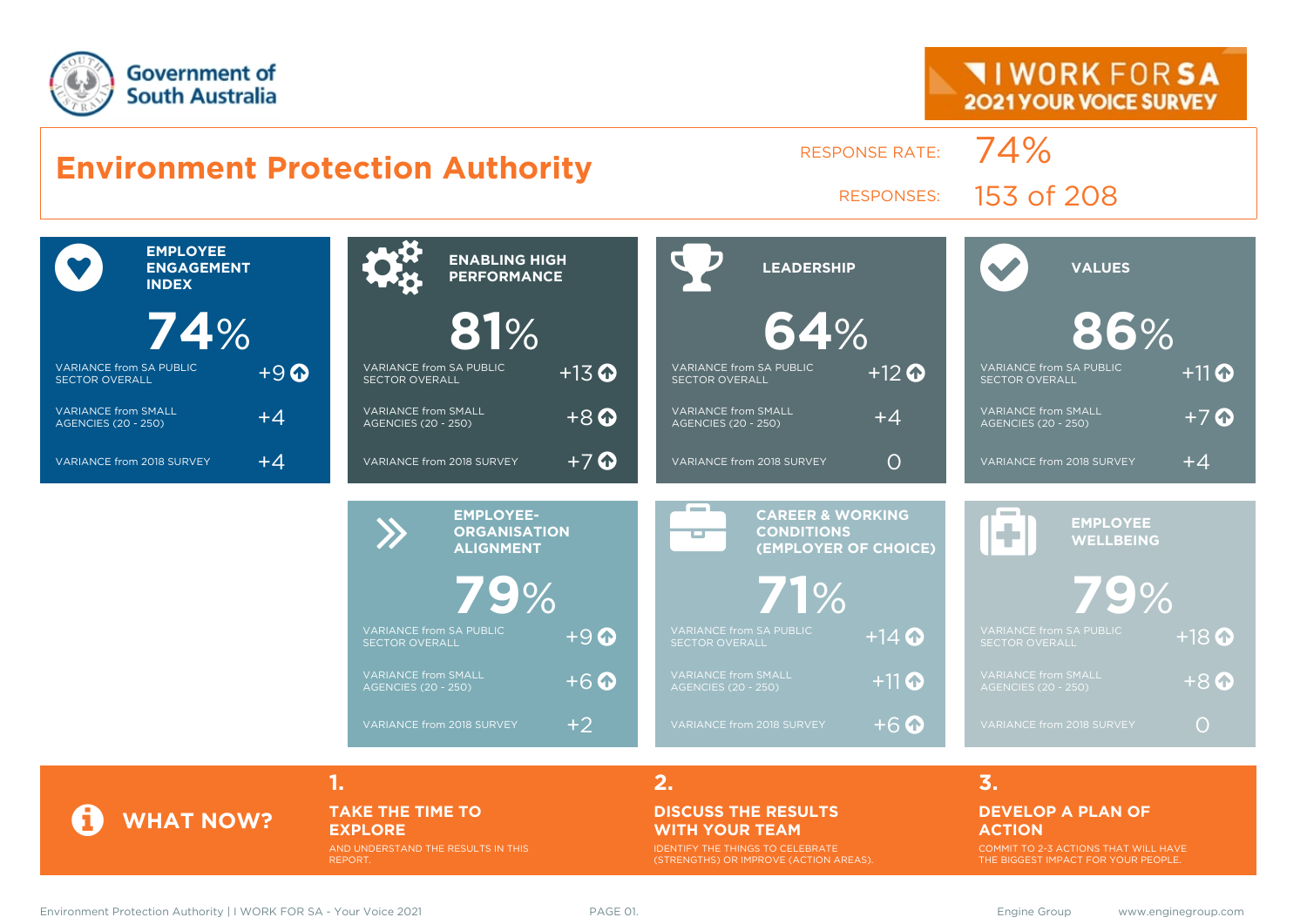Government of South Australia

I WORK FOR SA
2021 YOUR VOICE SURVEY

# Environment Protection Authority

RESPONSE RATE: 74%

RESPONSES: 153 of 208

| Measure | Score | Variance from SA Public Sector Overall | Variance from Small Agencies (20 - 250) | Variance from 2018 Survey |
|---|---|---|---|---|
| EMPLOYEE ENGAGEMENT INDEX | 74% | +9 | +4 | +4 |
| ENABLING HIGH PERFORMANCE | 81% | +13 | +8 | +7 |
| LEADERSHIP | 64% | +12 | +4 | 0 |
| VALUES | 86% | +11 | +7 | +4 |
| EMPLOYEE-ORGANISATION ALIGNMENT | 79% | +9 | +6 | +2 |
| CAREER & WORKING CONDITIONS (EMPLOYER OF CHOICE) | 71% | +14 | +11 | +6 |
| EMPLOYEE WELLBEING | 79% | +18 | +8 | 0 |

## WHAT NOW?

**1. TAKE THE TIME TO EXPLORE**
AND UNDERSTAND THE RESULTS IN THIS REPORT.

**2. DISCUSS THE RESULTS WITH YOUR TEAM**
IDENTIFY THE THINGS TO CELEBRATE (STRENGTHS) OR IMPROVE (ACTION AREAS).

**3. DEVELOP A PLAN OF ACTION**
COMMIT TO 2-3 ACTIONS THAT WILL HAVE THE BIGGEST IMPACT FOR YOUR PEOPLE.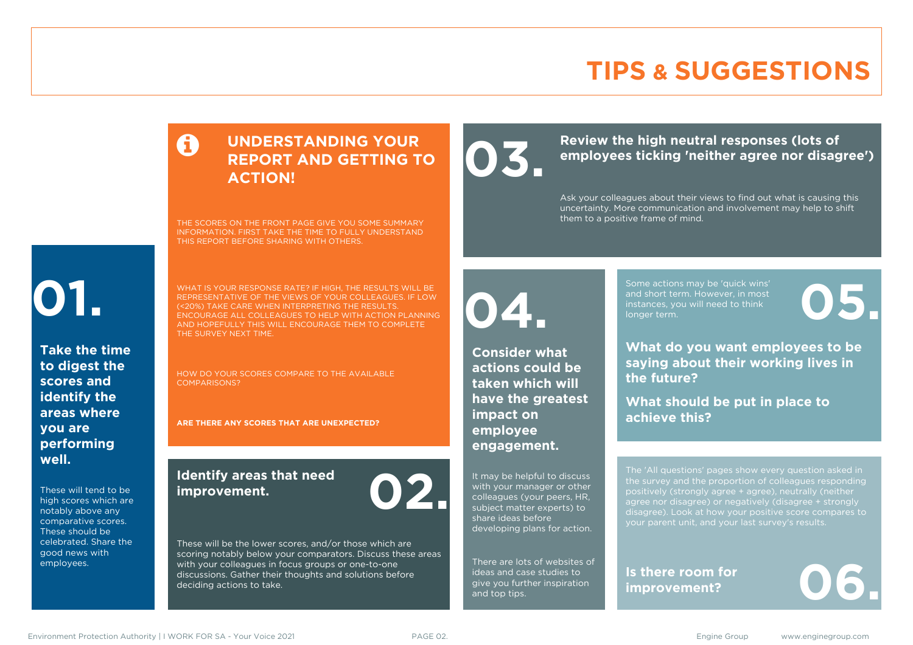# TIPS & SUGGESTIONS

## UNDERSTANDING YOUR REPORT AND GETTING TO ACTION!

THE SCORES ON THE FRONT PAGE GIVE YOU SOME SUMMARY INFORMATION. FIRST TAKE THE TIME TO FULLY UNDERSTAND THIS REPORT BEFORE SHARING WITH OTHERS.

WHAT IS YOUR RESPONSE RATE? IF HIGH, THE RESULTS WILL BE REPRESENTATIVE OF THE VIEWS OF YOUR COLLEAGUES. IF LOW (<20%) TAKE CARE WHEN INTERPRETING THE RESULTS. ENCOURAGE ALL COLLEAGUES TO HELP WITH ACTION PLANNING AND HOPEFULLY THIS WILL ENCOURAGE THEM TO COMPLETE THE SURVEY NEXT TIME.

HOW DO YOUR SCORES COMPARE TO THE AVAILABLE COMPARISONS?

**ARE THERE ANY SCORES THAT ARE UNEXPECTED?**

## 01.

**Take the time to digest the scores and identify the areas where you are performing well.**

These will tend to be high scores which are notably above any comparative scores. These should be celebrated. Share the good news with employees.

## 02.

**Identify areas that need improvement.**

These will be the lower scores, and/or those which are scoring notably below your comparators. Discuss these areas with your colleagues in focus groups or one-to-one discussions. Gather their thoughts and solutions before deciding actions to take.

## 03.

**Review the high neutral responses (lots of employees ticking 'neither agree nor disagree')**

Ask your colleagues about their views to find out what is causing this uncertainty. More communication and involvement may help to shift them to a positive frame of mind.

## 04.

**Consider what actions could be taken which will have the greatest impact on employee engagement.**

It may be helpful to discuss with your manager or other colleagues (your peers, HR, subject matter experts) to share ideas before developing plans for action.

There are lots of websites of ideas and case studies to give you further inspiration and top tips.

## 05.

Some actions may be 'quick wins' and short term. However, in most instances, you will need to think longer term.

**What do you want employees to be saying about their working lives in the future?**

**What should be put in place to achieve this?**

## 06.

The 'All questions' pages show every question asked in the survey and the proportion of colleagues responding positively (strongly agree + agree), neutrally (neither agree nor disagree) or negatively (disagree + strongly disagree). Look at how your positive score compares to your parent unit, and your last survey's results.

**Is there room for improvement?**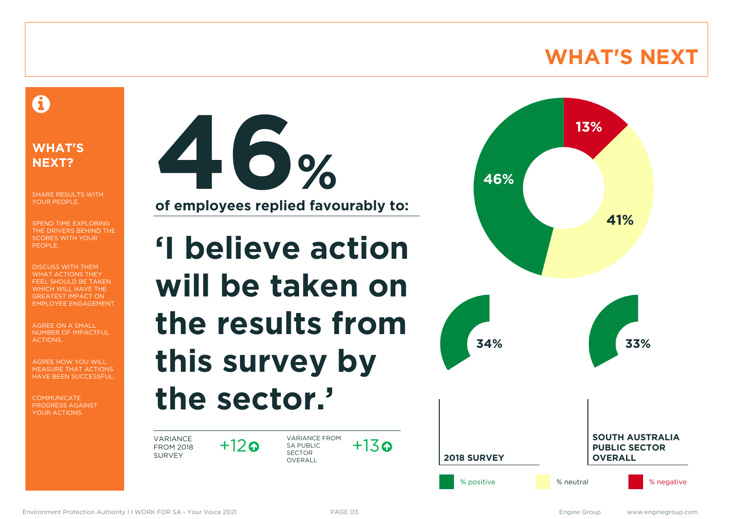# WHAT'S NEXT

## WHAT'S NEXT?

SHARE RESULTS WITH YOUR PEOPLE.

SPEND TIME EXPLORING THE DRIVERS BEHIND THE SCORES WITH YOUR PEOPLE.

DISCUSS WITH THEM WHAT ACTIONS THEY FEEL SHOULD BE TAKEN WHICH WILL HAVE THE GREATEST IMPACT ON EMPLOYEE ENGAGEMENT.

AGREE ON A SMALL NUMBER OF IMPACTFUL ACTIONS.

AGREE HOW YOU WILL MEASURE THAT ACTIONS HAVE BEEN SUCCESSFUL.

COMMUNICATE PROGRESS AGAINST YOUR ACTIONS.

**46%**

**of employees replied favourably to:**

# 'I believe action will be taken on the results from this survey by the sector.'

VARIANCE FROM 2018 SURVEY +12

VARIANCE FROM SA PUBLIC SECTOR OVERALL +13

46% | 41% | 13%

34% — **2018 SURVEY**

33% — **SOUTH AUSTRALIA PUBLIC SECTOR OVERALL**

% positive | % neutral | % negative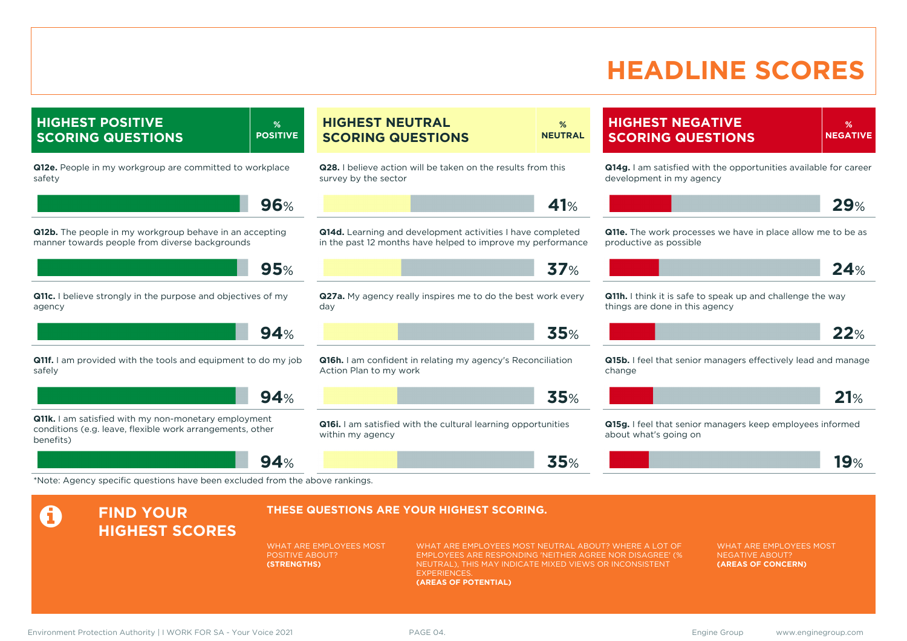# HEADLINE SCORES

## HIGHEST POSITIVE SCORING QUESTIONS

| Question | % POSITIVE |
|---|---|
| **Q12e.** People in my workgroup are committed to workplace safety | 96% |
| **Q12b.** The people in my workgroup behave in an accepting manner towards people from diverse backgrounds | 95% |
| **Q11c.** I believe strongly in the purpose and objectives of my agency | 94% |
| **Q11f.** I am provided with the tools and equipment to do my job safely | 94% |
| **Q11k.** I am satisfied with my non-monetary employment conditions (e.g. leave, flexible work arrangements, other benefits) | 94% |

## HIGHEST NEUTRAL SCORING QUESTIONS

| Question | % NEUTRAL |
|---|---|
| **Q28.** I believe action will be taken on the results from this survey by the sector | 41% |
| **Q14d.** Learning and development activities I have completed in the past 12 months have helped to improve my performance | 37% |
| **Q27a.** My agency really inspires me to do the best work every day | 35% |
| **Q16h.** I am confident in relating my agency's Reconciliation Action Plan to my work | 35% |
| **Q16i.** I am satisfied with the cultural learning opportunities within my agency | 35% |

## HIGHEST NEGATIVE SCORING QUESTIONS

| Question | % NEGATIVE |
|---|---|
| **Q14g.** I am satisfied with the opportunities available for career development in my agency | 29% |
| **Q11e.** The work processes we have in place allow me to be as productive as possible | 24% |
| **Q11h.** I think it is safe to speak up and challenge the way things are done in this agency | 22% |
| **Q15b.** I feel that senior managers effectively lead and manage change | 21% |
| **Q15g.** I feel that senior managers keep employees informed about what's going on | 19% |

*Note: Agency specific questions have been excluded from the above rankings.

## FIND YOUR HIGHEST SCORES

**THESE QUESTIONS ARE YOUR HIGHEST SCORING.**

WHAT ARE EMPLOYEES MOST POSITIVE ABOUT? **(STRENGTHS)**

WHAT ARE EMPLOYEES MOST NEUTRAL ABOUT? WHERE A LOT OF EMPLOYEES ARE RESPONDING 'NEITHER AGREE NOR DISAGREE' (% NEUTRAL), THIS MAY INDICATE MIXED VIEWS OR INCONSISTENT EXPERIENCES. **(AREAS OF POTENTIAL)**

WHAT ARE EMPLOYEES MOST NEGATIVE ABOUT? **(AREAS OF CONCERN)**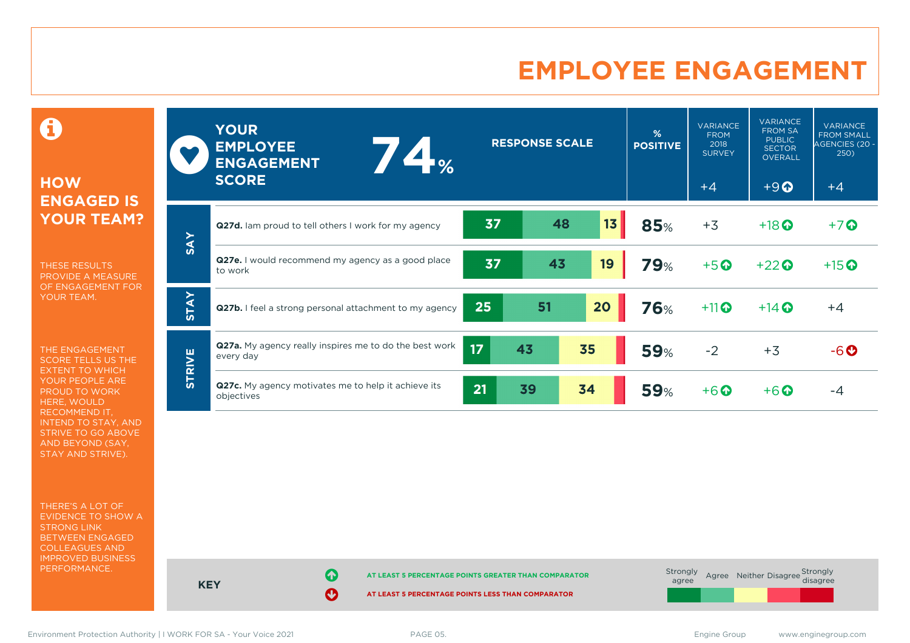# EMPLOYEE ENGAGEMENT

## HOW ENGAGED IS YOUR TEAM?

THESE RESULTS PROVIDE A MEASURE OF ENGAGEMENT FOR YOUR TEAM.

THE ENGAGEMENT SCORE TELLS US THE EXTENT TO WHICH YOUR PEOPLE ARE PROUD TO WORK HERE, WOULD RECOMMEND IT, INTEND TO STAY, AND STRIVE TO GO ABOVE AND BEYOND (SAY, STAY AND STRIVE).

THERE'S A LOT OF EVIDENCE TO SHOW A STRONG LINK BETWEEN ENGAGED COLLEAGUES AND IMPROVED BUSINESS PERFORMANCE.

**YOUR EMPLOYEE ENGAGEMENT SCORE: 74%**

| | Question | Strongly agree | Agree | Neither | % POSITIVE | VARIANCE FROM 2018 SURVEY | VARIANCE FROM SA PUBLIC SECTOR OVERALL | VARIANCE FROM SMALL AGENCIES (20 - 250) |
|---|---|---|---|---|---|---|---|---|
| | **Engagement score** | | | | 74% | +4 | +9 ↑ | +4 |
| SAY | **Q27d.** Iam proud to tell others I work for my agency | 37 | 48 | 13 | 85% | +3 | +18 ↑ | +7 ↑ |
| SAY | **Q27e.** I would recommend my agency as a good place to work | 37 | 43 | 19 | 79% | +5 ↑ | +22 ↑ | +15 ↑ |
| STAY | **Q27b.** I feel a strong personal attachment to my agency | 25 | 51 | 20 | 76% | +11 ↑ | +14 ↑ | +4 |
| STRIVE | **Q27a.** My agency really inspires me to do the best work every day | 17 | 43 | 35 | 59% | -2 | +3 | -6 ↓ |
| STRIVE | **Q27c.** My agency motivates me to help it achieve its objectives | 21 | 39 | 34 | 59% | +6 ↑ | +6 ↑ | -4 |

**KEY**

↑ AT LEAST 5 PERCENTAGE POINTS GREATER THAN COMPARATOR

↓ AT LEAST 5 PERCENTAGE POINTS LESS THAN COMPARATOR

Response scale: Strongly agree, Agree, Neither, Disagree, Strongly disagree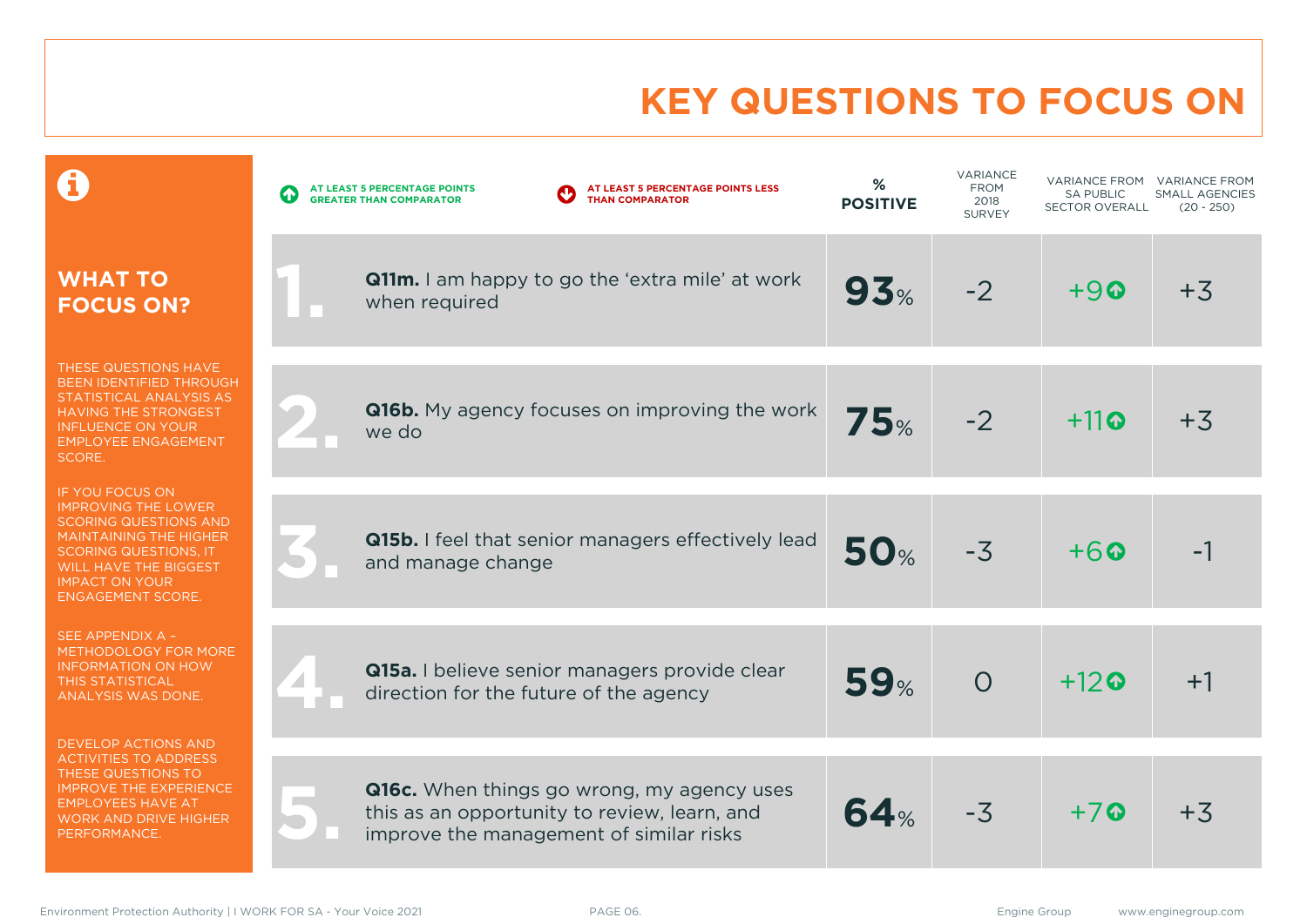# KEY QUESTIONS TO FOCUS ON

## WHAT TO FOCUS ON?

THESE QUESTIONS HAVE BEEN IDENTIFIED THROUGH STATISTICAL ANALYSIS AS HAVING THE STRONGEST INFLUENCE ON YOUR EMPLOYEE ENGAGEMENT SCORE.

IF YOU FOCUS ON IMPROVING THE LOWER SCORING QUESTIONS AND MAINTAINING THE HIGHER SCORING QUESTIONS, IT WILL HAVE THE BIGGEST IMPACT ON YOUR ENGAGEMENT SCORE.

SEE APPENDIX A – METHODOLOGY FOR MORE INFORMATION ON HOW THIS STATISTICAL ANALYSIS WAS DONE.

DEVELOP ACTIONS AND ACTIVITIES TO ADDRESS THESE QUESTIONS TO IMPROVE THE EXPERIENCE EMPLOYEES HAVE AT WORK AND DRIVE HIGHER PERFORMANCE.

↑ AT LEAST 5 PERCENTAGE POINTS GREATER THAN COMPARATOR

↓ AT LEAST 5 PERCENTAGE POINTS LESS THAN COMPARATOR

| # | Question | % POSITIVE | VARIANCE FROM 2018 SURVEY | VARIANCE FROM SA PUBLIC SECTOR OVERALL | VARIANCE FROM SMALL AGENCIES (20 - 250) |
|---|---|---|---|---|---|
| 1. | **Q11m.** I am happy to go the 'extra mile' at work when required | 93% | -2 | +9 ↑ | +3 |
| 2. | **Q16b.** My agency focuses on improving the work we do | 75% | -2 | +11 ↑ | +3 |
| 3. | **Q15b.** I feel that senior managers effectively lead and manage change | 50% | -3 | +6 ↑ | -1 |
| 4. | **Q15a.** I believe senior managers provide clear direction for the future of the agency | 59% | 0 | +12 ↑ | +1 |
| 5. | **Q16c.** When things go wrong, my agency uses this as an opportunity to review, learn, and improve the management of similar risks | 64% | -3 | +7 ↑ | +3 |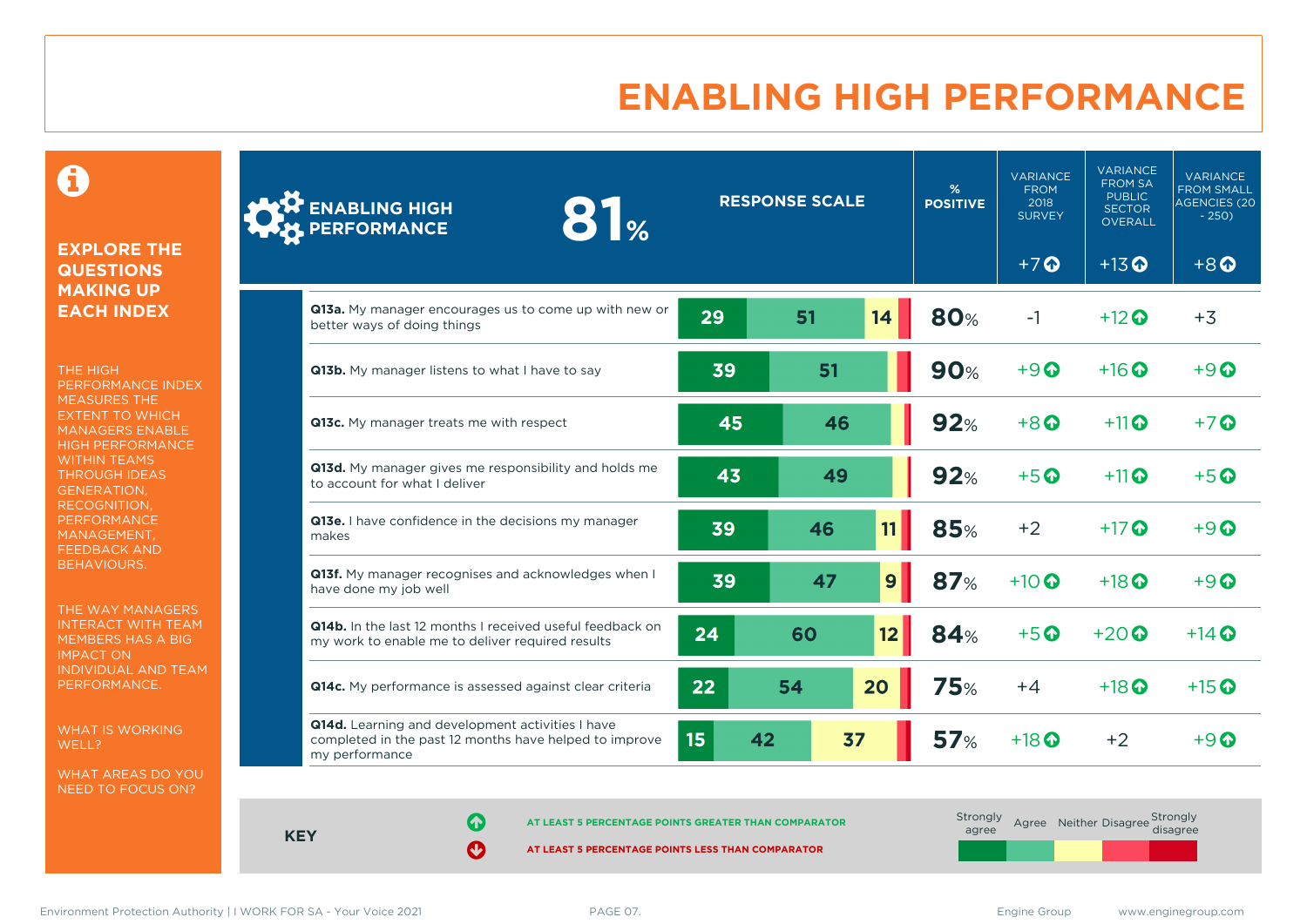# ENABLING HIGH PERFORMANCE

## EXPLORE THE QUESTIONS MAKING UP EACH INDEX

THE HIGH PERFORMANCE INDEX MEASURES THE EXTENT TO WHICH MANAGERS ENABLE HIGH PERFORMANCE WITHIN TEAMS THROUGH IDEAS GENERATION, RECOGNITION, PERFORMANCE MANAGEMENT, FEEDBACK AND BEHAVIOURS.

THE WAY MANAGERS INTERACT WITH TEAM MEMBERS HAS A BIG IMPACT ON INDIVIDUAL AND TEAM PERFORMANCE.

WHAT IS WORKING WELL?

WHAT AREAS DO YOU NEED TO FOCUS ON?

| ENABLING HIGH PERFORMANCE 81% | RESPONSE SCALE (Strongly agree / Agree / Neither) | % POSITIVE | VARIANCE FROM 2018 SURVEY | VARIANCE FROM SA PUBLIC SECTOR OVERALL | VARIANCE FROM SMALL AGENCIES (20 - 250) |
|---|---|---|---|---|---|
| | | | +7 ↑ | +13 ↑ | +8 ↑ |
| **Q13a.** My manager encourages us to come up with new or better ways of doing things | 29 / 51 / 14 | 80% | -1 | +12 ↑ | +3 |
| **Q13b.** My manager listens to what I have to say | 39 / 51 | 90% | +9 ↑ | +16 ↑ | +9 ↑ |
| **Q13c.** My manager treats me with respect | 45 / 46 | 92% | +8 ↑ | +11 ↑ | +7 ↑ |
| **Q13d.** My manager gives me responsibility and holds me to account for what I deliver | 43 / 49 | 92% | +5 ↑ | +11 ↑ | +5 ↑ |
| **Q13e.** I have confidence in the decisions my manager makes | 39 / 46 / 11 | 85% | +2 | +17 ↑ | +9 ↑ |
| **Q13f.** My manager recognises and acknowledges when I have done my job well | 39 / 47 / 9 | 87% | +10 ↑ | +18 ↑ | +9 ↑ |
| **Q14b.** In the last 12 months I received useful feedback on my work to enable me to deliver required results | 24 / 60 / 12 | 84% | +5 ↑ | +20 ↑ | +14 ↑ |
| **Q14c.** My performance is assessed against clear criteria | 22 / 54 / 20 | 75% | +4 | +18 ↑ | +15 ↑ |
| **Q14d.** Learning and development activities I have completed in the past 12 months have helped to improve my performance | 15 / 42 / 37 | 57% | +18 ↑ | +2 | +9 ↑ |

**KEY**

↑ AT LEAST 5 PERCENTAGE POINTS GREATER THAN COMPARATOR

↓ AT LEAST 5 PERCENTAGE POINTS LESS THAN COMPARATOR

Strongly agree | Agree | Neither | Disagree | Strongly disagree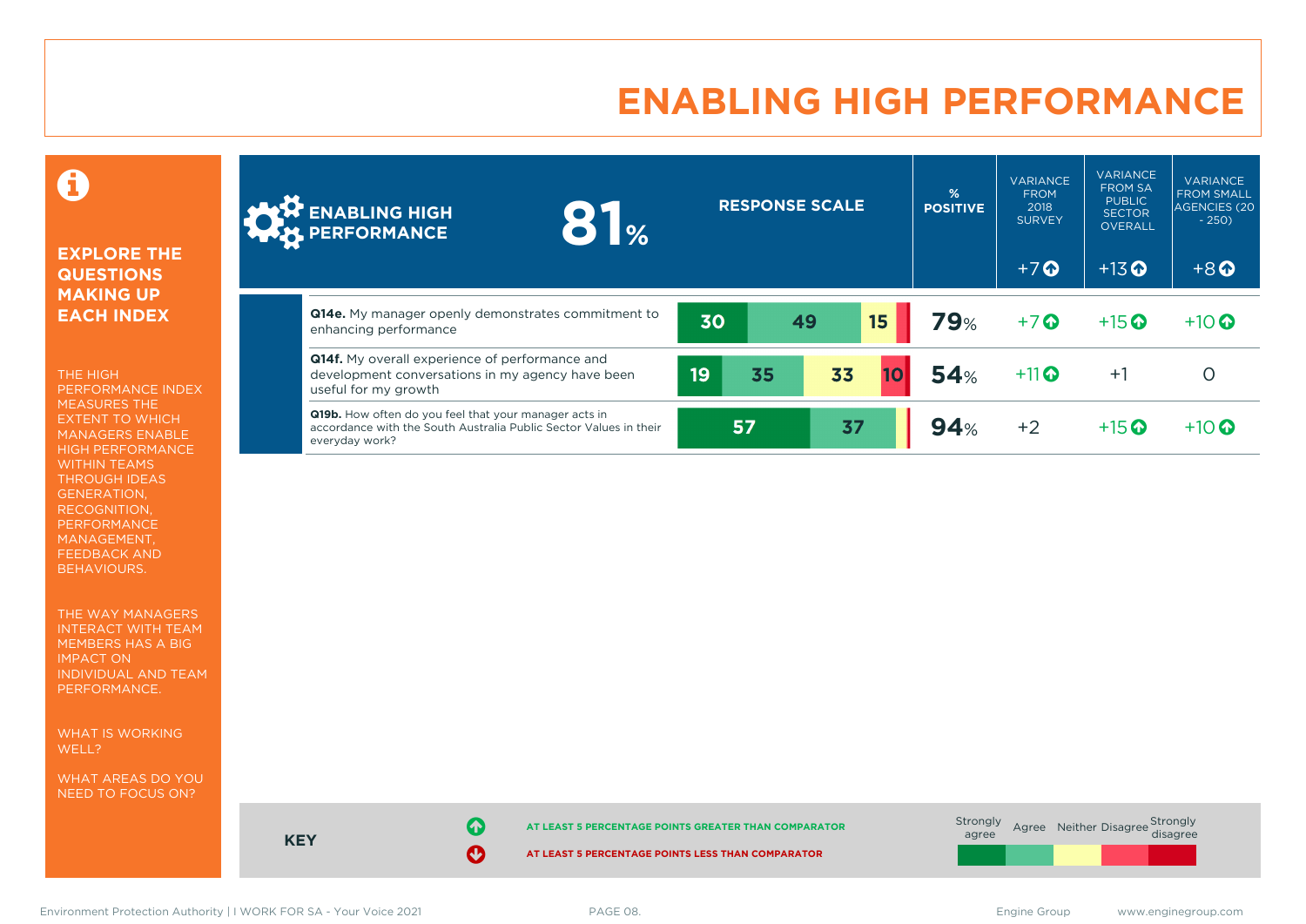# ENABLING HIGH PERFORMANCE

**EXPLORE THE QUESTIONS MAKING UP EACH INDEX**

THE HIGH PERFORMANCE INDEX MEASURES THE EXTENT TO WHICH MANAGERS ENABLE HIGH PERFORMANCE WITHIN TEAMS THROUGH IDEAS GENERATION, RECOGNITION, PERFORMANCE MANAGEMENT, FEEDBACK AND BEHAVIOURS.

THE WAY MANAGERS INTERACT WITH TEAM MEMBERS HAS A BIG IMPACT ON INDIVIDUAL AND TEAM PERFORMANCE.

WHAT IS WORKING WELL?

WHAT AREAS DO YOU NEED TO FOCUS ON?

| ENABLING HIGH PERFORMANCE 81% | RESPONSE SCALE | % POSITIVE | VARIANCE FROM 2018 SURVEY | VARIANCE FROM SA PUBLIC SECTOR OVERALL | VARIANCE FROM SMALL AGENCIES (20 - 250) |
|---|---|---|---|---|---|
| | | | +7 ↑ | +13 ↑ | +8 ↑ |
| **Q14e.** My manager openly demonstrates commitment to enhancing performance | 30 / 49 / 15 | 79% | +7 ↑ | +15 ↑ | +10 ↑ |
| **Q14f.** My overall experience of performance and development conversations in my agency have been useful for my growth | 19 / 35 / 33 / 10 | 54% | +11 ↑ | +1 | 0 |
| **Q19b.** How often do you feel that your manager acts in accordance with the South Australia Public Sector Values in their everyday work? | 57 / 37 | 94% | +2 | +15 ↑ | +10 ↑ |

**KEY**

↑ AT LEAST 5 PERCENTAGE POINTS GREATER THAN COMPARATOR

↓ AT LEAST 5 PERCENTAGE POINTS LESS THAN COMPARATOR

Strongly agree | Agree | Neither | Disagree | Strongly disagree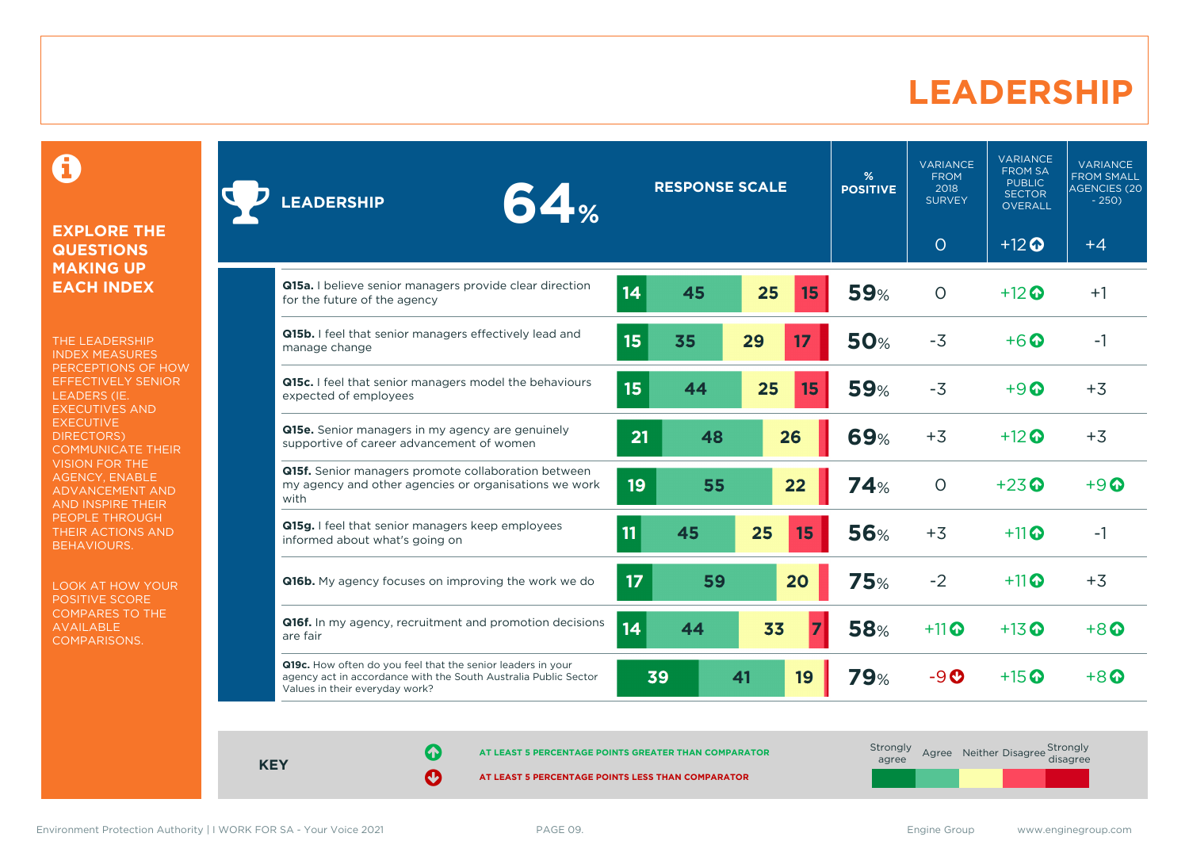# LEADERSHIP

**EXPLORE THE QUESTIONS MAKING UP EACH INDEX**

THE LEADERSHIP INDEX MEASURES PERCEPTIONS OF HOW EFFECTIVELY SENIOR LEADERS (IE. EXECUTIVES AND EXECUTIVE DIRECTORS) COMMUNICATE THEIR VISION FOR THE AGENCY, ENABLE ADVANCEMENT AND AND INSPIRE THEIR PEOPLE THROUGH THEIR ACTIONS AND BEHAVIOURS.

LOOK AT HOW YOUR POSITIVE SCORE COMPARES TO THE AVAILABLE COMPARISONS.

| LEADERSHIP 64% | Strongly agree | Agree | Neither | Disagree | Strongly disagree | % POSITIVE | VARIANCE FROM 2018 SURVEY | VARIANCE FROM SA PUBLIC SECTOR OVERALL | VARIANCE FROM SMALL AGENCIES (20 - 250) |
|---|---|---|---|---|---|---|---|---|---|
| | | | | | | | 0 | +12 ↑ | +4 |
| **Q15a.** I believe senior managers provide clear direction for the future of the agency | 14 | 45 | 25 | 15 | | 59% | 0 | +12 ↑ | +1 |
| **Q15b.** I feel that senior managers effectively lead and manage change | 15 | 35 | 29 | 17 | | 50% | -3 | +6 ↑ | -1 |
| **Q15c.** I feel that senior managers model the behaviours expected of employees | 15 | 44 | 25 | 15 | | 59% | -3 | +9 ↑ | +3 |
| **Q15e.** Senior managers in my agency are genuinely supportive of career advancement of women | 21 | 48 | 26 | | | 69% | +3 | +12 ↑ | +3 |
| **Q15f.** Senior managers promote collaboration between my agency and other agencies or organisations we work with | 19 | 55 | 22 | | | 74% | 0 | +23 ↑ | +9 ↑ |
| **Q15g.** I feel that senior managers keep employees informed about what's going on | 11 | 45 | 25 | 15 | | 56% | +3 | +11 ↑ | -1 |
| **Q16b.** My agency focuses on improving the work we do | 17 | 59 | 20 | | | 75% | -2 | +11 ↑ | +3 |
| **Q16f.** In my agency, recruitment and promotion decisions are fair | 14 | 44 | 33 | 7 | | 58% | +11 ↑ | +13 ↑ | +8 ↑ |
| **Q19c.** How often do you feel that the senior leaders in your agency act in accordance with the South Australia Public Sector Values in their everyday work? | 39 | 41 | 19 | | | 79% | -9 ↓ | +15 ↑ | +8 ↑ |

**KEY**

↑ AT LEAST 5 PERCENTAGE POINTS GREATER THAN COMPARATOR

↓ AT LEAST 5 PERCENTAGE POINTS LESS THAN COMPARATOR

Strongly agree | Agree | Neither | Disagree | Strongly disagree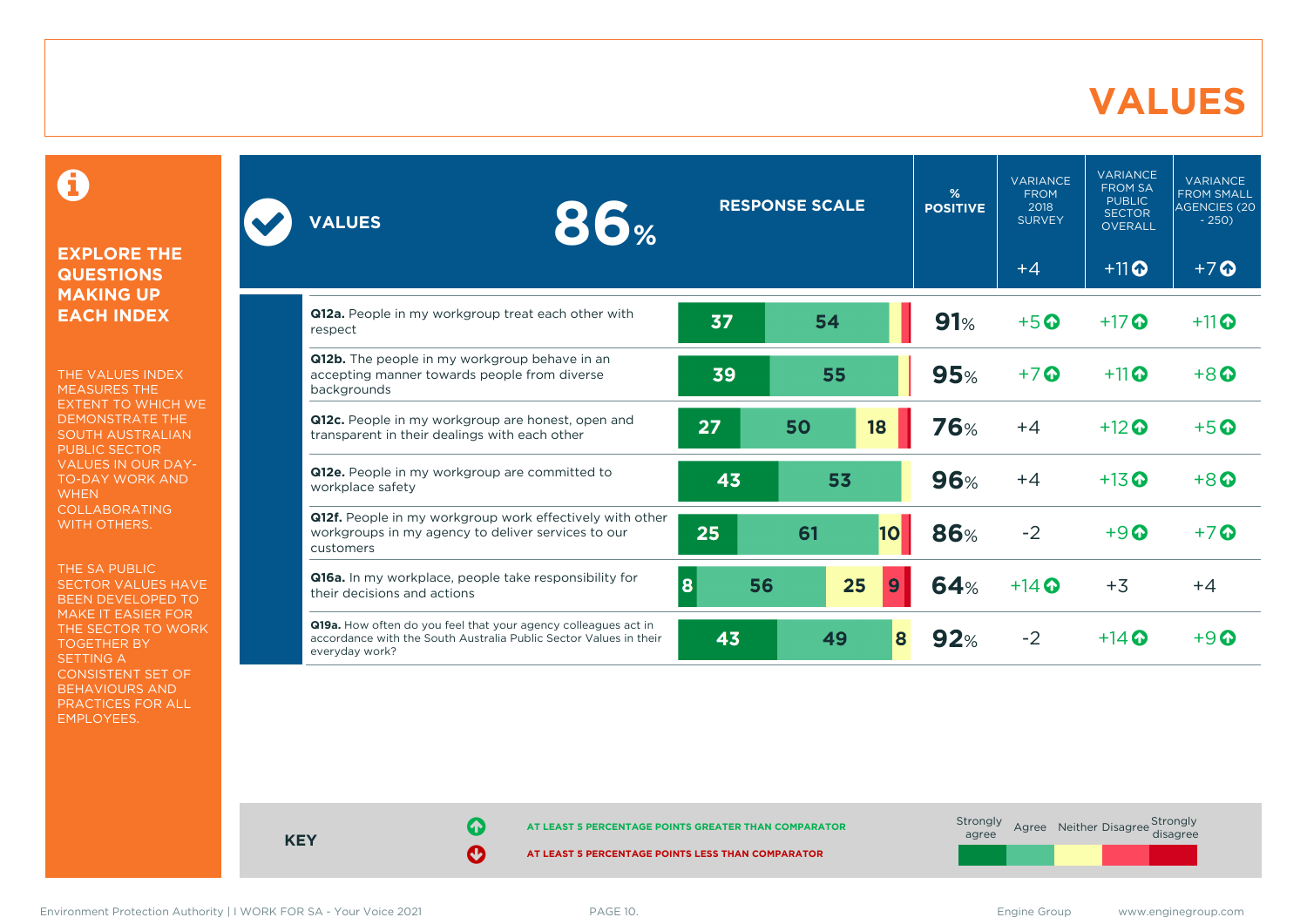# VALUES

## EXPLORE THE QUESTIONS MAKING UP EACH INDEX

THE VALUES INDEX MEASURES THE EXTENT TO WHICH WE DEMONSTRATE THE SOUTH AUSTRALIAN PUBLIC SECTOR VALUES IN OUR DAY-TO-DAY WORK AND WHEN COLLABORATING WITH OTHERS.

THE SA PUBLIC SECTOR VALUES HAVE BEEN DEVELOPED TO MAKE IT EASIER FOR THE SECTOR TO WORK TOGETHER BY SETTING A CONSISTENT SET OF BEHAVIOURS AND PRACTICES FOR ALL EMPLOYEES.

| VALUES 86% | RESPONSE SCALE (Strongly agree / Agree / Neither / Disagree / Strongly disagree) | % POSITIVE | VARIANCE FROM 2018 SURVEY | VARIANCE FROM SA PUBLIC SECTOR OVERALL | VARIANCE FROM SMALL AGENCIES (20 - 250) |
|---|---|---|---|---|---|
| | | | +4 | +11 ↑ | +7 ↑ |
| **Q12a.** People in my workgroup treat each other with respect | 37 / 54 | 91% | +5 ↑ | +17 ↑ | +11 ↑ |
| **Q12b.** The people in my workgroup behave in an accepting manner towards people from diverse backgrounds | 39 / 55 | 95% | +7 ↑ | +11 ↑ | +8 ↑ |
| **Q12c.** People in my workgroup are honest, open and transparent in their dealings with each other | 27 / 50 / 18 | 76% | +4 | +12 ↑ | +5 ↑ |
| **Q12e.** People in my workgroup are committed to workplace safety | 43 / 53 | 96% | +4 | +13 ↑ | +8 ↑ |
| **Q12f.** People in my workgroup work effectively with other workgroups in my agency to deliver services to our customers | 25 / 61 / 10 | 86% | -2 | +9 ↑ | +7 ↑ |
| **Q16a.** In my workplace, people take responsibility for their decisions and actions | 8 / 56 / 25 / 9 | 64% | +14 ↑ | +3 | +4 |
| **Q19a.** How often do you feel that your agency colleagues act in accordance with the South Australia Public Sector Values in their everyday work? | 43 / 49 / 8 | 92% | -2 | +14 ↑ | +9 ↑ |

**KEY**

↑ AT LEAST 5 PERCENTAGE POINTS GREATER THAN COMPARATOR

↓ AT LEAST 5 PERCENTAGE POINTS LESS THAN COMPARATOR

Strongly agree | Agree | Neither | Disagree | Strongly disagree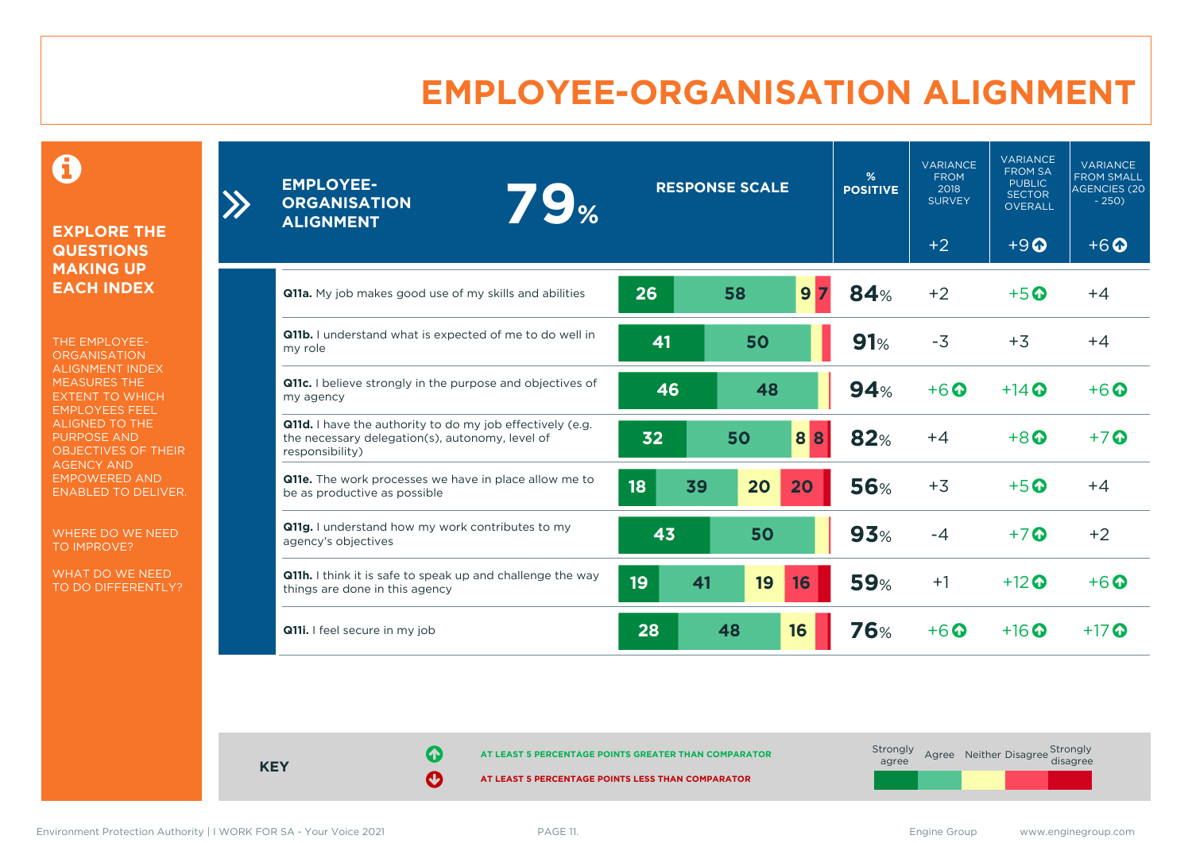# EMPLOYEE-ORGANISATION ALIGNMENT

**EXPLORE THE QUESTIONS MAKING UP EACH INDEX**

THE EMPLOYEE-ORGANISATION ALIGNMENT INDEX MEASURES THE EXTENT TO WHICH EMPLOYEES FEEL ALIGNED TO THE PURPOSE AND OBJECTIVES OF THEIR AGENCY AND EMPOWERED AND ENABLED TO DELIVER.

WHERE DO WE NEED TO IMPROVE?

WHAT DO WE NEED TO DO DIFFERENTLY?

| EMPLOYEE-ORGANISATION ALIGNMENT 79% | Strongly agree | Agree | Neither | Disagree | Strongly disagree | % POSITIVE | VARIANCE FROM 2018 SURVEY | VARIANCE FROM SA PUBLIC SECTOR OVERALL | VARIANCE FROM SMALL AGENCIES (20 - 250) |
|---|---|---|---|---|---|---|---|---|---|
| | | | | | | | +2 | +9 ⬆ | +6 ⬆ |
| **Q11a.** My job makes good use of my skills and abilities | 26 | 58 | 9 | 7 | | 84% | +2 | +5 ⬆ | +4 |
| **Q11b.** I understand what is expected of me to do well in my role | 41 | 50 | | | | 91% | -3 | +3 | +4 |
| **Q11c.** I believe strongly in the purpose and objectives of my agency | 46 | 48 | | | | 94% | +6 ⬆ | +14 ⬆ | +6 ⬆ |
| **Q11d.** I have the authority to do my job effectively (e.g. the necessary delegation(s), autonomy, level of responsibility) | 32 | 50 | 8 | 8 | | 82% | +4 | +8 ⬆ | +7 ⬆ |
| **Q11e.** The work processes we have in place allow me to be as productive as possible | 18 | 39 | 20 | 20 | | 56% | +3 | +5 ⬆ | +4 |
| **Q11g.** I understand how my work contributes to my agency's objectives | 43 | 50 | | | | 93% | -4 | +7 ⬆ | +2 |
| **Q11h.** I think it is safe to speak up and challenge the way things are done in this agency | 19 | 41 | 19 | 16 | | 59% | +1 | +12 ⬆ | +6 ⬆ |
| **Q11i.** I feel secure in my job | 28 | 48 | 16 | | | 76% | +6 ⬆ | +16 ⬆ | +17 ⬆ |

**KEY**

⬆ AT LEAST 5 PERCENTAGE POINTS GREATER THAN COMPARATOR

⬇ AT LEAST 5 PERCENTAGE POINTS LESS THAN COMPARATOR

Response scale: Strongly agree | Agree | Neither | Disagree | Strongly disagree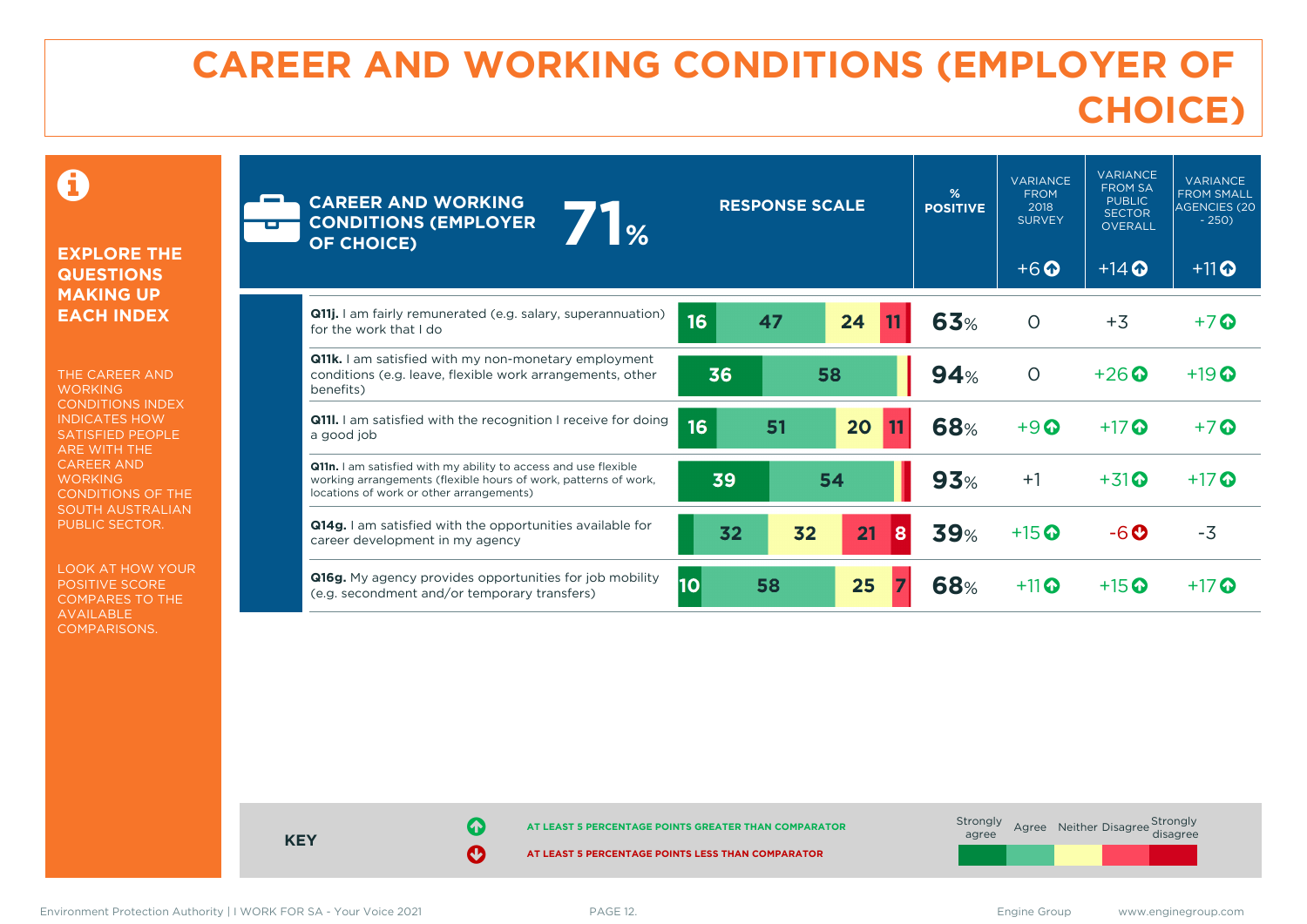# CAREER AND WORKING CONDITIONS (EMPLOYER OF CHOICE)

**EXPLORE THE QUESTIONS MAKING UP EACH INDEX**

THE CAREER AND WORKING CONDITIONS INDEX INDICATES HOW SATISFIED PEOPLE ARE WITH THE CAREER AND WORKING CONDITIONS OF THE SOUTH AUSTRALIAN PUBLIC SECTOR.

LOOK AT HOW YOUR POSITIVE SCORE COMPARES TO THE AVAILABLE COMPARISONS.

**CAREER AND WORKING CONDITIONS (EMPLOYER OF CHOICE) 71%**

| Question | Strongly agree | Agree | Neither | Disagree | Strongly disagree | % POSITIVE | VARIANCE FROM 2018 SURVEY | VARIANCE FROM SA PUBLIC SECTOR OVERALL | VARIANCE FROM SMALL AGENCIES (20 - 250) |
|---|---|---|---|---|---|---|---|---|---|
| **CAREER AND WORKING CONDITIONS (EMPLOYER OF CHOICE)** | | | | | | 71% | +6 ↑ | +14 ↑ | +11 ↑ |
| **Q11j.** I am fairly remunerated (e.g. salary, superannuation) for the work that I do | 16 | 47 | 24 | 11 | | 63% | 0 | +3 | +7 ↑ |
| **Q11k.** I am satisfied with my non-monetary employment conditions (e.g. leave, flexible work arrangements, other benefits) | 36 | 58 | | | | 94% | 0 | +26 ↑ | +19 ↑ |
| **Q11l.** I am satisfied with the recognition I receive for doing a good job | 16 | 51 | 20 | 11 | | 68% | +9 ↑ | +17 ↑ | +7 ↑ |
| **Q11n.** I am satisfied with my ability to access and use flexible working arrangements (flexible hours of work, patterns of work, locations of work or other arrangements) | 39 | 54 | | | | 93% | +1 | +31 ↑ | +17 ↑ |
| **Q14g.** I am satisfied with the opportunities available for career development in my agency | | 32 | 32 | 21 | 8 | 39% | +15 ↑ | -6 ↓ | -3 |
| **Q16g.** My agency provides opportunities for job mobility (e.g. secondment and/or temporary transfers) | 10 | 58 | 25 | 7 | | 68% | +11 ↑ | +15 ↑ | +17 ↑ |

**KEY**

↑ AT LEAST 5 PERCENTAGE POINTS GREATER THAN COMPARATOR

↓ AT LEAST 5 PERCENTAGE POINTS LESS THAN COMPARATOR

Strongly agree | Agree | Neither | Disagree | Strongly disagree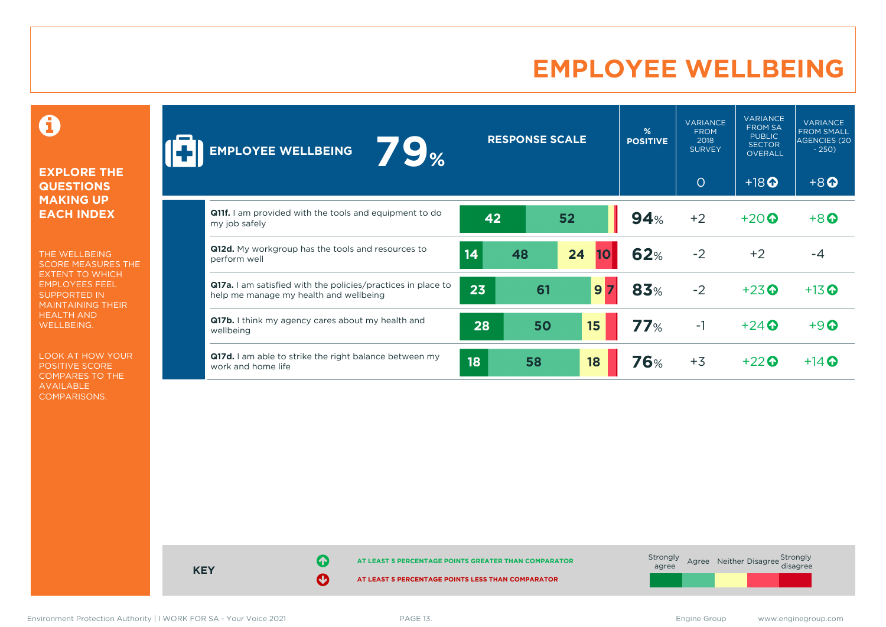# EMPLOYEE WELLBEING

**EXPLORE THE QUESTIONS MAKING UP EACH INDEX**

THE WELLBEING SCORE MEASURES THE EXTENT TO WHICH EMPLOYEES FEEL SUPPORTED IN MAINTAINING THEIR HEALTH AND WELLBEING.

LOOK AT HOW YOUR POSITIVE SCORE COMPARES TO THE AVAILABLE COMPARISONS.

| EMPLOYEE WELLBEING 79% | RESPONSE SCALE | % POSITIVE | VARIANCE FROM 2018 SURVEY | VARIANCE FROM SA PUBLIC SECTOR OVERALL | VARIANCE FROM SMALL AGENCIES (20 - 250) |
|---|---|---|---|---|---|
| | | | 0 | +18 ↑ | +8 ↑ |
| **Q11f.** I am provided with the tools and equipment to do my job safely | 42 / 52 | 94% | +2 | +20 ↑ | +8 ↑ |
| **Q12d.** My workgroup has the tools and resources to perform well | 14 / 48 / 24 / 10 | 62% | -2 | +2 | -4 |
| **Q17a.** I am satisfied with the policies/practices in place to help me manage my health and wellbeing | 23 / 61 / 9 / 7 | 83% | -2 | +23 ↑ | +13 ↑ |
| **Q17b.** I think my agency cares about my health and wellbeing | 28 / 50 / 15 | 77% | -1 | +24 ↑ | +9 ↑ |
| **Q17d.** I am able to strike the right balance between my work and home life | 18 / 58 / 18 | 76% | +3 | +22 ↑ | +14 ↑ |

**KEY**

↑ AT LEAST 5 PERCENTAGE POINTS GREATER THAN COMPARATOR

↓ AT LEAST 5 PERCENTAGE POINTS LESS THAN COMPARATOR

Response scale: Strongly agree | Agree | Neither | Disagree | Strongly disagree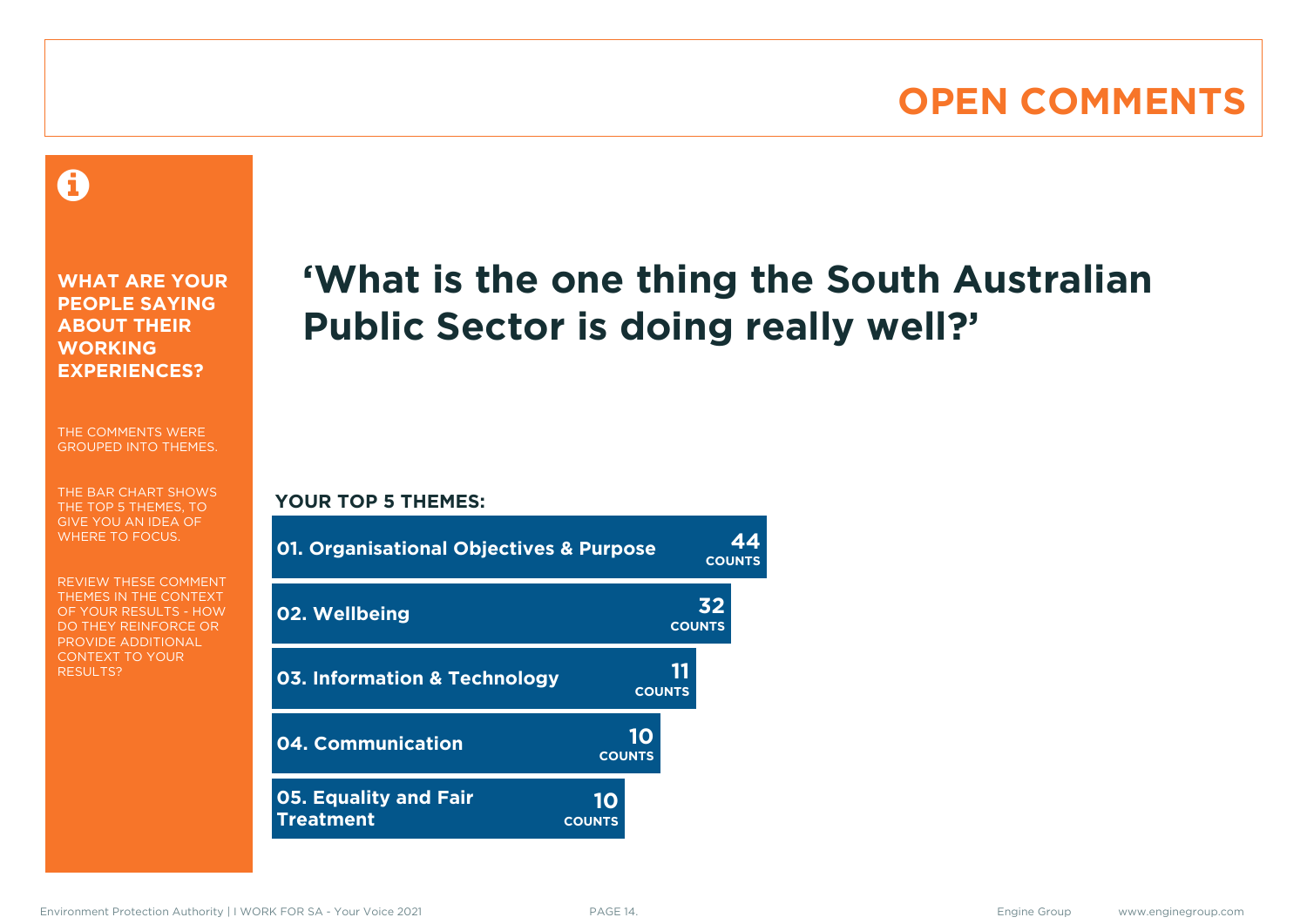# OPEN COMMENTS

**WHAT ARE YOUR PEOPLE SAYING ABOUT THEIR WORKING EXPERIENCES?**

THE COMMENTS WERE GROUPED INTO THEMES.

THE BAR CHART SHOWS THE TOP 5 THEMES, TO GIVE YOU AN IDEA OF WHERE TO FOCUS.

REVIEW THESE COMMENT THEMES IN THE CONTEXT OF YOUR RESULTS - HOW DO THEY REINFORCE OR PROVIDE ADDITIONAL CONTEXT TO YOUR RESULTS?

## 'What is the one thing the South Australian Public Sector is doing really well?'

**YOUR TOP 5 THEMES:**

| Theme | Counts |
| --- | --- |
| 01. Organisational Objectives & Purpose | 44 |
| 02. Wellbeing | 32 |
| 03. Information & Technology | 11 |
| 04. Communication | 10 |
| 05. Equality and Fair Treatment | 10 |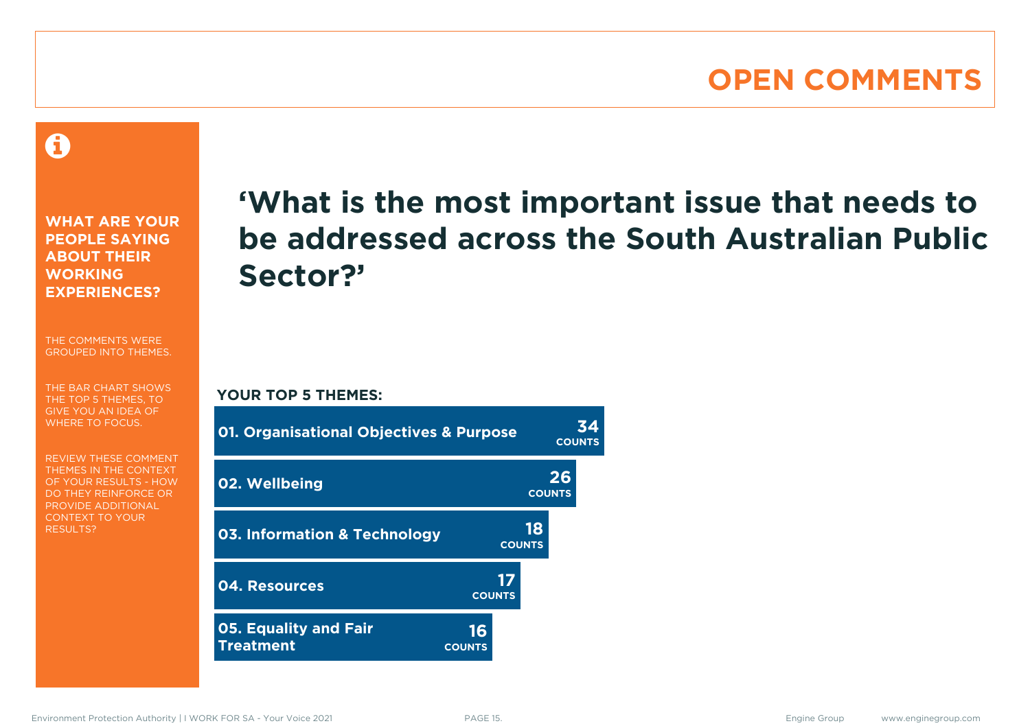# OPEN COMMENTS

**WHAT ARE YOUR PEOPLE SAYING ABOUT THEIR WORKING EXPERIENCES?**

THE COMMENTS WERE GROUPED INTO THEMES.

THE BAR CHART SHOWS THE TOP 5 THEMES, TO GIVE YOU AN IDEA OF WHERE TO FOCUS.

REVIEW THESE COMMENT THEMES IN THE CONTEXT OF YOUR RESULTS - HOW DO THEY REINFORCE OR PROVIDE ADDITIONAL CONTEXT TO YOUR RESULTS?

## ‘What is the most important issue that needs to be addressed across the South Australian Public Sector?’

**YOUR TOP 5 THEMES:**

| Theme | Counts |
|---|---|
| 01. Organisational Objectives & Purpose | 34 |
| 02. Wellbeing | 26 |
| 03. Information & Technology | 18 |
| 04. Resources | 17 |
| 05. Equality and Fair Treatment | 16 |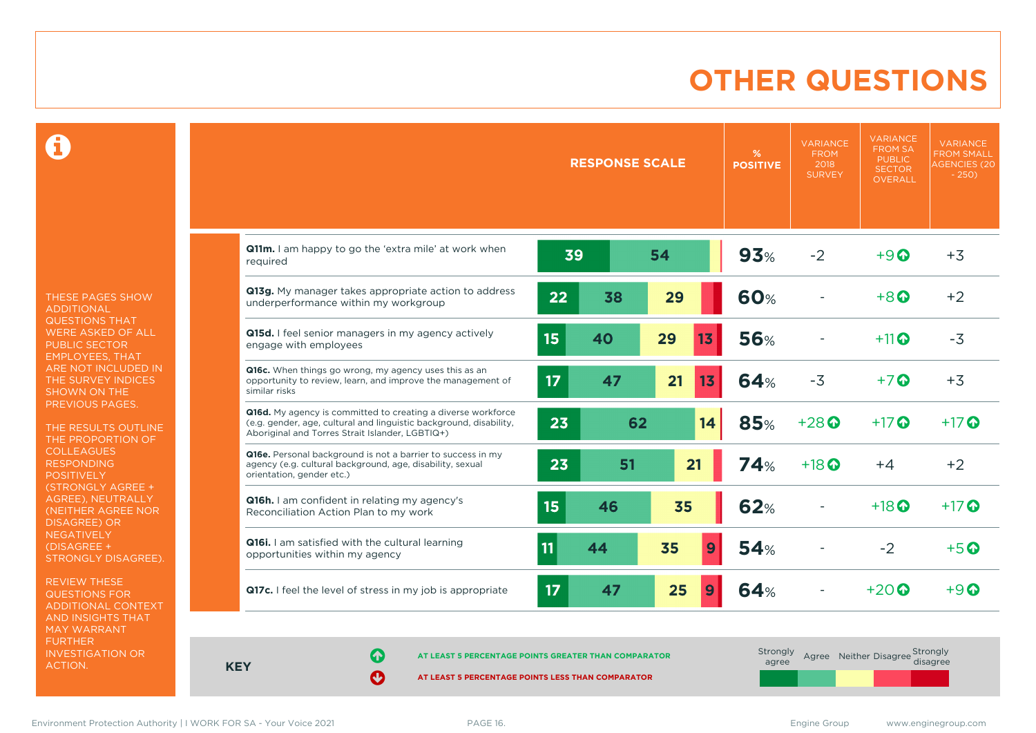# OTHER QUESTIONS

THESE PAGES SHOW ADDITIONAL QUESTIONS THAT WERE ASKED OF ALL PUBLIC SECTOR EMPLOYEES, THAT ARE NOT INCLUDED IN THE SURVEY INDICES SHOWN ON THE PREVIOUS PAGES.

THE RESULTS OUTLINE THE PROPORTION OF COLLEAGUES RESPONDING POSITIVELY (STRONGLY AGREE + AGREE), NEUTRALLY (NEITHER AGREE NOR DISAGREE) OR NEGATIVELY (DISAGREE + STRONGLY DISAGREE).

REVIEW THESE QUESTIONS FOR ADDITIONAL CONTEXT AND INSIGHTS THAT MAY WARRANT FURTHER INVESTIGATION OR ACTION.

| Question | Strongly agree | Agree | Neither | Disagree | Strongly disagree | % POSITIVE | VARIANCE FROM 2018 SURVEY | VARIANCE FROM SA PUBLIC SECTOR OVERALL | VARIANCE FROM SMALL AGENCIES (20 - 250) |
|---|---|---|---|---|---|---|---|---|---|
| **Q11m.** I am happy to go the 'extra mile' at work when required | 39 | 54 | | | | 93% | -2 | +9 ↑ | +3 |
| **Q13g.** My manager takes appropriate action to address underperformance within my workgroup | 22 | 38 | 29 | | | 60% | - | +8 ↑ | +2 |
| **Q15d.** I feel senior managers in my agency actively engage with employees | 15 | 40 | 29 | 13 | | 56% | - | +11 ↑ | -3 |
| **Q16c.** When things go wrong, my agency uses this as an opportunity to review, learn, and improve the management of similar risks | 17 | 47 | 21 | 13 | | 64% | -3 | +7 ↑ | +3 |
| **Q16d.** My agency is committed to creating a diverse workforce (e.g. gender, age, cultural and linguistic background, disability, Aboriginal and Torres Strait Islander, LGBTIQ+) | 23 | 62 | 14 | | | 85% | +28 ↑ | +17 ↑ | +17 ↑ |
| **Q16e.** Personal background is not a barrier to success in my agency (e.g. cultural background, age, disability, sexual orientation, gender etc.) | 23 | 51 | 21 | | | 74% | +18 ↑ | +4 | +2 |
| **Q16h.** I am confident in relating my agency's Reconciliation Action Plan to my work | 15 | 46 | 35 | | | 62% | - | +18 ↑ | +17 ↑ |
| **Q16i.** I am satisfied with the cultural learning opportunities within my agency | 11 | 44 | 35 | 9 | | 54% | - | -2 | +5 ↑ |
| **Q17c.** I feel the level of stress in my job is appropriate | 17 | 47 | 25 | 9 | | 64% | - | +20 ↑ | +9 ↑ |

**KEY**

↑ AT LEAST 5 PERCENTAGE POINTS GREATER THAN COMPARATOR

↓ AT LEAST 5 PERCENTAGE POINTS LESS THAN COMPARATOR

Response scale: Strongly agree, Agree, Neither, Disagree, Strongly disagree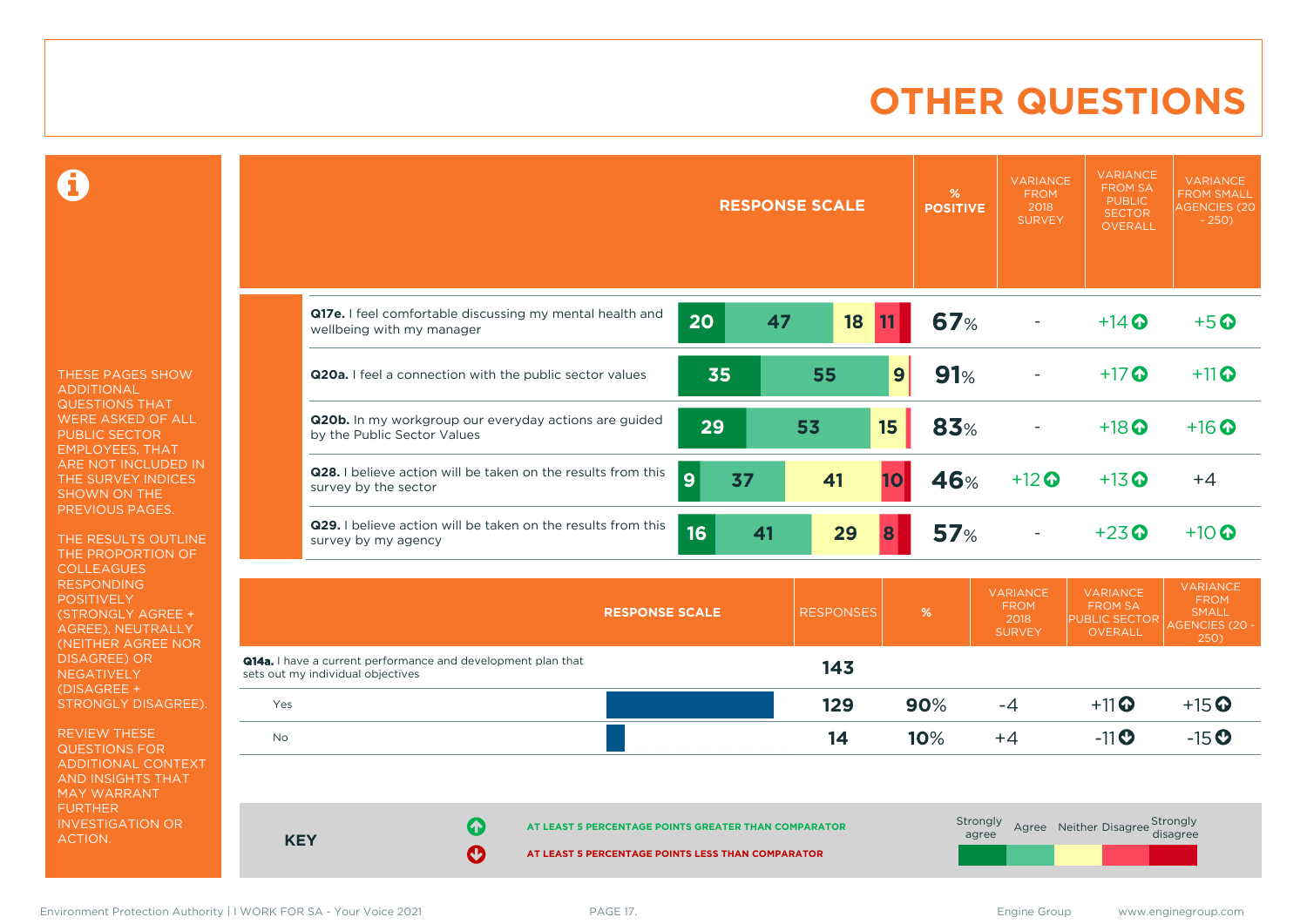# OTHER QUESTIONS

THESE PAGES SHOW ADDITIONAL QUESTIONS THAT WERE ASKED OF ALL PUBLIC SECTOR EMPLOYEES, THAT ARE NOT INCLUDED IN THE SURVEY INDICES SHOWN ON THE PREVIOUS PAGES.

THE RESULTS OUTLINE THE PROPORTION OF COLLEAGUES RESPONDING POSITIVELY (STRONGLY AGREE + AGREE), NEUTRALLY (NEITHER AGREE NOR DISAGREE) OR NEGATIVELY (DISAGREE + STRONGLY DISAGREE).

REVIEW THESE QUESTIONS FOR ADDITIONAL CONTEXT AND INSIGHTS THAT MAY WARRANT FURTHER INVESTIGATION OR ACTION.

| Question | Strongly agree | Agree | Neither | Disagree | Strongly disagree | % POSITIVE | VARIANCE FROM 2018 SURVEY | VARIANCE FROM SA PUBLIC SECTOR OVERALL | VARIANCE FROM SMALL AGENCIES (20 - 250) |
|---|---|---|---|---|---|---|---|---|---|
| **Q17e.** I feel comfortable discussing my mental health and wellbeing with my manager | 20 | 47 | 18 | 11 | | 67% | - | +14 ⬆ | +5 ⬆ |
| **Q20a.** I feel a connection with the public sector values | 35 | 55 | 9 | | | 91% | - | +17 ⬆ | +11 ⬆ |
| **Q20b.** In my workgroup our everyday actions are guided by the Public Sector Values | 29 | 53 | 15 | | | 83% | - | +18 ⬆ | +16 ⬆ |
| **Q28.** I believe action will be taken on the results from this survey by the sector | 9 | 37 | 41 | 10 | | 46% | +12 ⬆ | +13 ⬆ | +4 |
| **Q29.** I believe action will be taken on the results from this survey by my agency | 16 | 41 | 29 | 8 | | 57% | - | +23 ⬆ | +10 ⬆ |

| RESPONSE SCALE | RESPONSES | % | VARIANCE FROM 2018 SURVEY | VARIANCE FROM SA PUBLIC SECTOR OVERALL | VARIANCE FROM SMALL AGENCIES (20 - 250) |
|---|---|---|---|---|---|
| **Q14a.** I have a current performance and development plan that sets out my individual objectives | 143 | | | | |
| Yes | 129 | 90% | -4 | +11 ⬆ | +15 ⬆ |
| No | 14 | 10% | +4 | -11 ⬇ | -15 ⬇ |

**KEY**

⬆ AT LEAST 5 PERCENTAGE POINTS GREATER THAN COMPARATOR

⬇ AT LEAST 5 PERCENTAGE POINTS LESS THAN COMPARATOR

Strongly agree | Agree | Neither | Disagree | Strongly disagree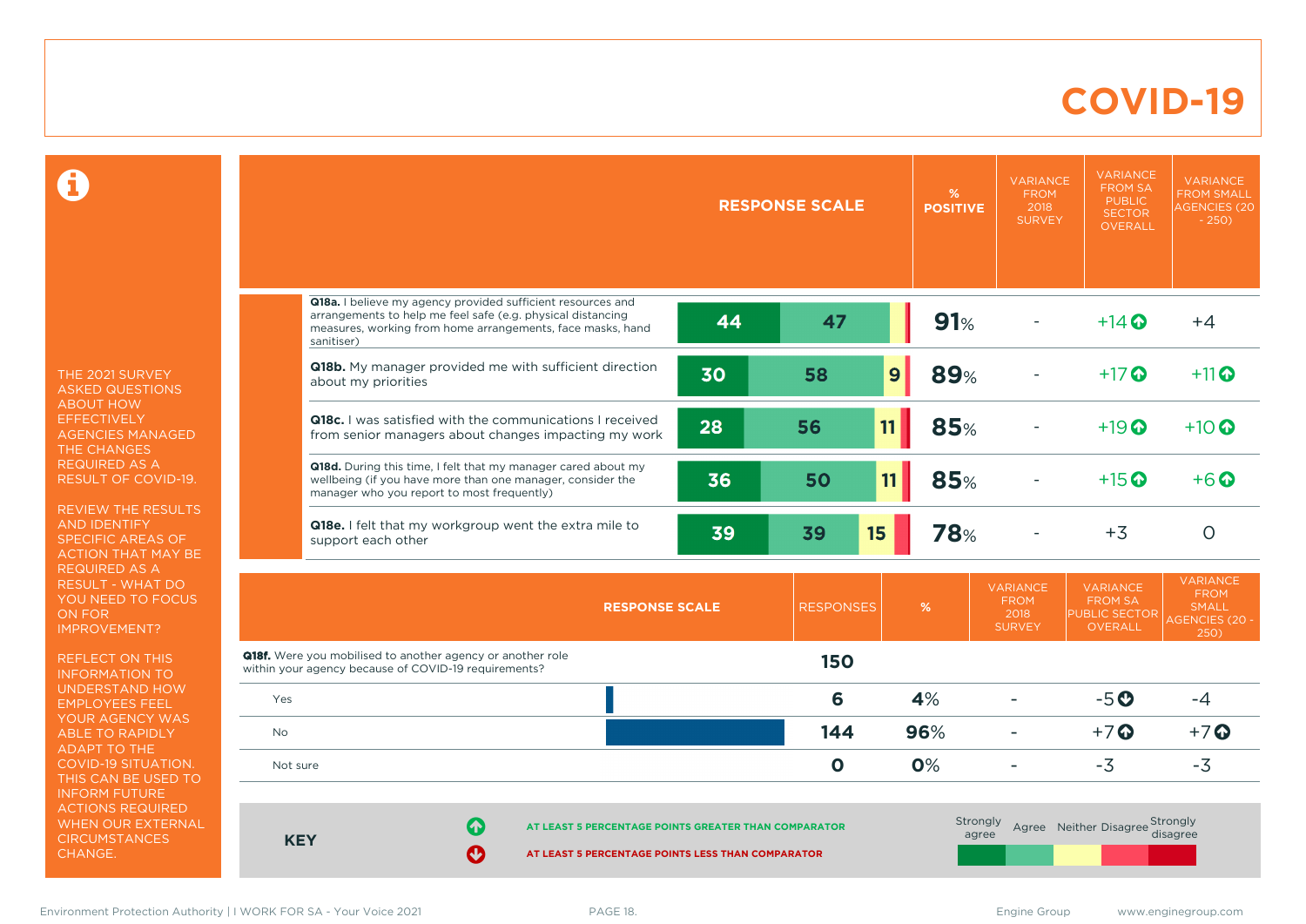# COVID-19

THE 2021 SURVEY ASKED QUESTIONS ABOUT HOW EFFECTIVELY AGENCIES MANAGED THE CHANGES REQUIRED AS A RESULT OF COVID-19.

REVIEW THE RESULTS AND IDENTIFY SPECIFIC AREAS OF ACTION THAT MAY BE REQUIRED AS A RESULT - WHAT DO YOU NEED TO FOCUS ON FOR IMPROVEMENT?

REFLECT ON THIS INFORMATION TO UNDERSTAND HOW EMPLOYEES FEEL YOUR AGENCY WAS ABLE TO RAPIDLY ADAPT TO THE COVID-19 SITUATION. THIS CAN BE USED TO INFORM FUTURE ACTIONS REQUIRED WHEN OUR EXTERNAL CIRCUMSTANCES CHANGE.

| RESPONSE SCALE | Strongly agree | Agree | Neither | % POSITIVE | VARIANCE FROM 2018 SURVEY | VARIANCE FROM SA PUBLIC SECTOR OVERALL | VARIANCE FROM SMALL AGENCIES (20 - 250) |
|---|---|---|---|---|---|---|---|
| **Q18a.** I believe my agency provided sufficient resources and arrangements to help me feel safe (e.g. physical distancing measures, working from home arrangements, face masks, hand sanitiser) | 44 | 47 | | 91% | - | +14 ⬆ | +4 |
| **Q18b.** My manager provided me with sufficient direction about my priorities | 30 | 58 | 9 | 89% | - | +17 ⬆ | +11 ⬆ |
| **Q18c.** I was satisfied with the communications I received from senior managers about changes impacting my work | 28 | 56 | 11 | 85% | - | +19 ⬆ | +10 ⬆ |
| **Q18d.** During this time, I felt that my manager cared about my wellbeing (if you have more than one manager, consider the manager who you report to most frequently) | 36 | 50 | 11 | 85% | - | +15 ⬆ | +6 ⬆ |
| **Q18e.** I felt that my workgroup went the extra mile to support each other | 39 | 39 | 15 | 78% | - | +3 | 0 |

| RESPONSE SCALE | RESPONSES | % | VARIANCE FROM 2018 SURVEY | VARIANCE FROM SA PUBLIC SECTOR OVERALL | VARIANCE FROM SMALL AGENCIES (20 - 250) |
|---|---|---|---|---|---|
| **Q18f.** Were you mobilised to another agency or another role within your agency because of COVID-19 requirements? | 150 | | | | |
| Yes | 6 | 4% | - | -5 ⬇ | -4 |
| No | 144 | 96% | - | +7 ⬆ | +7 ⬆ |
| Not sure | 0 | 0% | - | -3 | -3 |

**KEY**

⬆ AT LEAST 5 PERCENTAGE POINTS GREATER THAN COMPARATOR

⬇ AT LEAST 5 PERCENTAGE POINTS LESS THAN COMPARATOR

Strongly agree | Agree | Neither | Disagree | Strongly disagree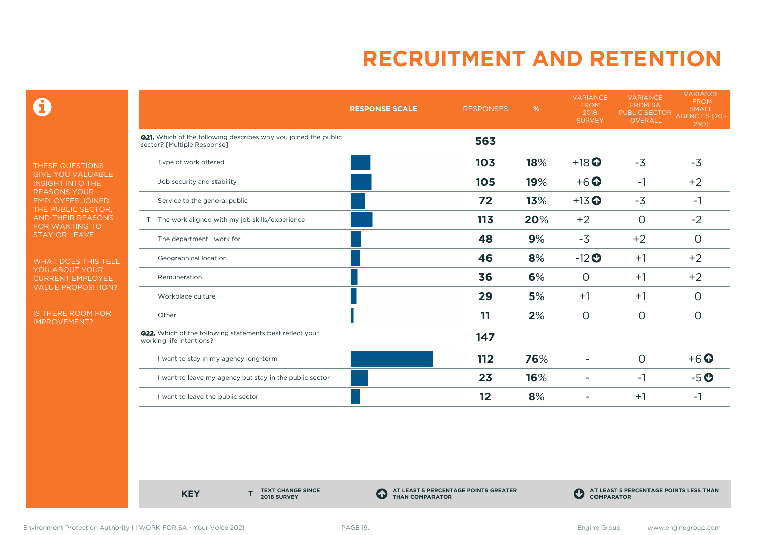# RECRUITMENT AND RETENTION

THESE QUESTIONS GIVE YOU VALUABLE INSIGHT INTO THE REASONS YOUR EMPLOYEES JOINED THE PUBLIC SECTOR, AND THEIR REASONS FOR WANTING TO STAY OR LEAVE.

WHAT DOES THIS TELL YOU ABOUT YOUR CURRENT EMPLOYEE VALUE PROPOSITION?

IS THERE ROOM FOR IMPROVEMENT?

| RESPONSE SCALE | RESPONSES | % | VARIANCE FROM 2018 SURVEY | VARIANCE FROM SA PUBLIC SECTOR OVERALL | VARIANCE FROM SMALL AGENCIES (20 - 250) |
|---|---|---|---|---|---|
| **Q21.** Which of the following describes why you joined the public sector? [Multiple Response] | **563** | | | | |
| Type of work offered | **103** | **18**% | +18 ↑ | -3 | -3 |
| Job security and stability | **105** | **19**% | +6 ↑ | -1 | +2 |
| Service to the general public | **72** | **13**% | +13 ↑ | -3 | -1 |
| T The work aligned with my job skills/experience | **113** | **20**% | +2 | 0 | -2 |
| The department I work for | **48** | **9**% | -3 | +2 | 0 |
| Geographical location | **46** | **8**% | -12 ↓ | +1 | +2 |
| Remuneration | **36** | **6**% | 0 | +1 | +2 |
| Workplace culture | **29** | **5**% | +1 | +1 | 0 |
| Other | **11** | **2**% | 0 | 0 | 0 |
| **Q22.** Which of the following statements best reflect your working life intentions? | **147** | | | | |
| I want to stay in my agency long-term | **112** | **76**% | - | 0 | +6 ↑ |
| I want to leave my agency but stay in the public sector | **23** | **16**% | - | -1 | -5 ↓ |
| I want to leave the public sector | **12** | **8**% | - | +1 | -1 |

**KEY**

- **T** TEXT CHANGE SINCE 2018 SURVEY
- ↑ AT LEAST 5 PERCENTAGE POINTS GREATER THAN COMPARATOR
- ↓ AT LEAST 5 PERCENTAGE POINTS LESS THAN COMPARATOR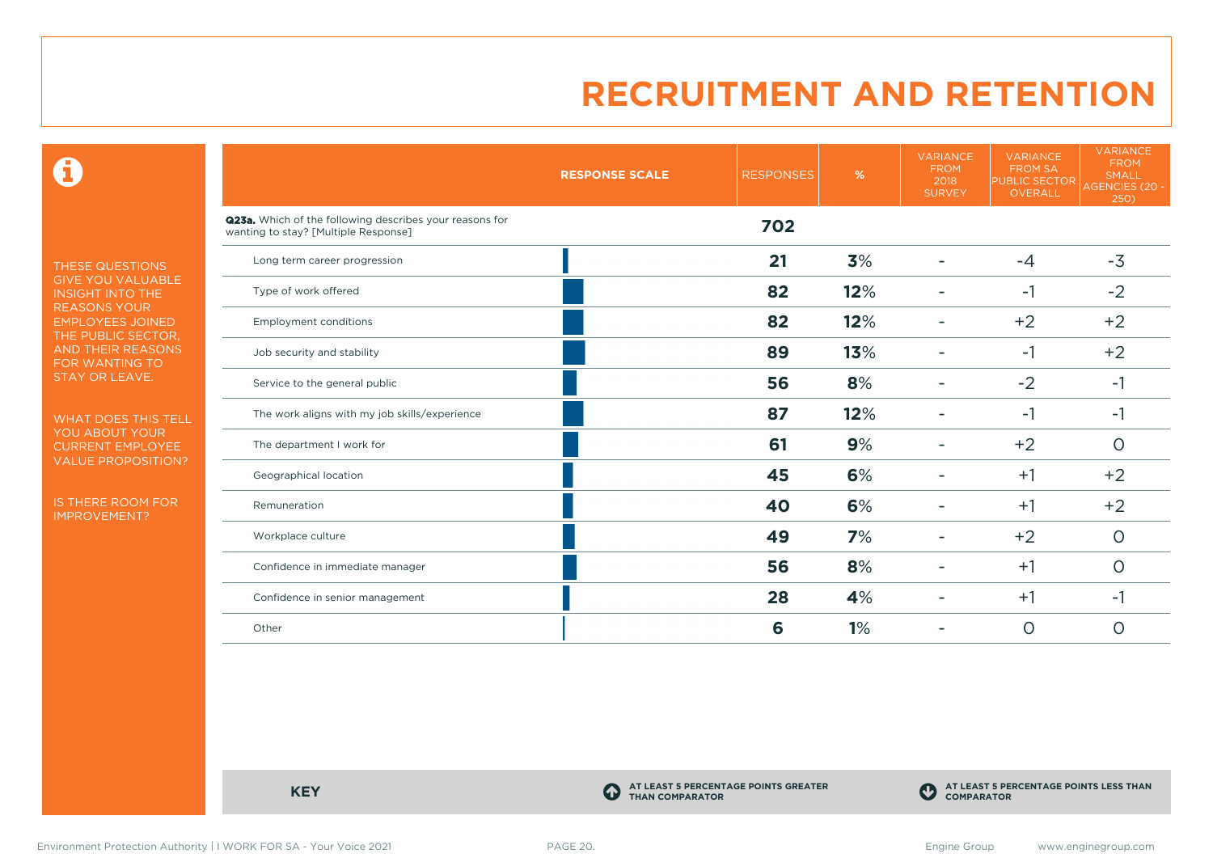# RECRUITMENT AND RETENTION

THESE QUESTIONS GIVE YOU VALUABLE INSIGHT INTO THE REASONS YOUR EMPLOYEES JOINED THE PUBLIC SECTOR, AND THEIR REASONS FOR WANTING TO STAY OR LEAVE.

WHAT DOES THIS TELL YOU ABOUT YOUR CURRENT EMPLOYEE VALUE PROPOSITION?

IS THERE ROOM FOR IMPROVEMENT?

| | RESPONSE SCALE | RESPONSES | % | VARIANCE FROM 2018 SURVEY | VARIANCE FROM SA PUBLIC SECTOR OVERALL | VARIANCE FROM SMALL AGENCIES (20 - 250) |
|---|---|---|---|---|---|---|
| **Q23a.** Which of the following describes your reasons for wanting to stay? [Multiple Response] | | **702** | | | | |
| Long term career progression | | **21** | **3%** | - | -4 | -3 |
| Type of work offered | | **82** | **12%** | - | -1 | -2 |
| Employment conditions | | **82** | **12%** | - | +2 | +2 |
| Job security and stability | | **89** | **13%** | - | -1 | +2 |
| Service to the general public | | **56** | **8%** | - | -2 | -1 |
| The work aligns with my job skills/experience | | **87** | **12%** | - | -1 | -1 |
| The department I work for | | **61** | **9%** | - | +2 | 0 |
| Geographical location | | **45** | **6%** | - | +1 | +2 |
| Remuneration | | **40** | **6%** | - | +1 | +2 |
| Workplace culture | | **49** | **7%** | - | +2 | 0 |
| Confidence in immediate manager | | **56** | **8%** | - | +1 | 0 |
| Confidence in senior management | | **28** | **4%** | - | +1 | -1 |
| Other | | **6** | **1%** | - | 0 | 0 |

**KEY**

AT LEAST 5 PERCENTAGE POINTS GREATER THAN COMPARATOR

AT LEAST 5 PERCENTAGE POINTS LESS THAN COMPARATOR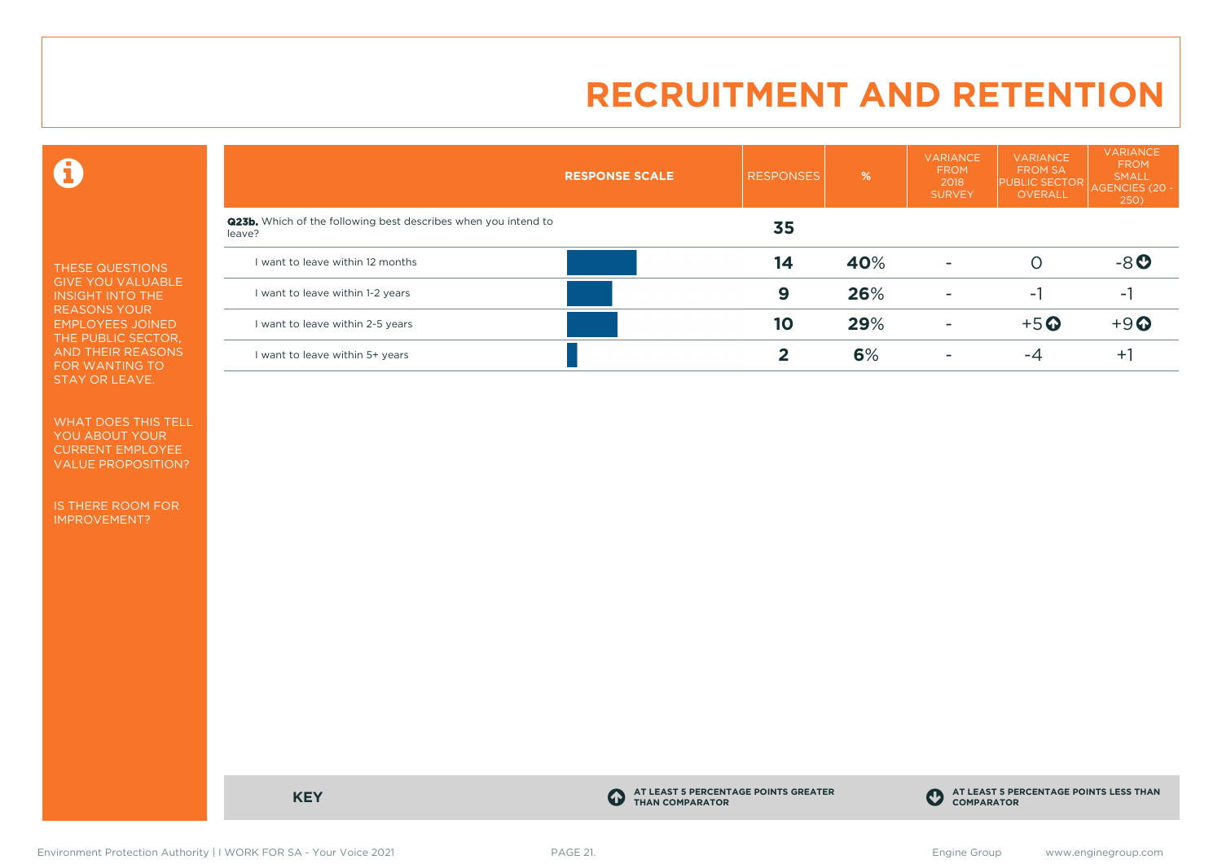# RECRUITMENT AND RETENTION

THESE QUESTIONS GIVE YOU VALUABLE INSIGHT INTO THE REASONS YOUR EMPLOYEES JOINED THE PUBLIC SECTOR, AND THEIR REASONS FOR WANTING TO STAY OR LEAVE.

WHAT DOES THIS TELL YOU ABOUT YOUR CURRENT EMPLOYEE VALUE PROPOSITION?

IS THERE ROOM FOR IMPROVEMENT?

| RESPONSE SCALE | RESPONSES | % | VARIANCE FROM 2018 SURVEY | VARIANCE FROM SA PUBLIC SECTOR OVERALL | VARIANCE FROM SMALL AGENCIES (20 - 250) |
|---|---|---|---|---|---|
| **Q23b.** Which of the following best describes when you intend to leave? | **35** | | | | |
| I want to leave within 12 months | **14** | **40**% | - | 0 | -8 ⬇ |
| I want to leave within 1-2 years | **9** | **26**% | - | -1 | -1 |
| I want to leave within 2-5 years | **10** | **29**% | - | +5 ⬆ | +9 ⬆ |
| I want to leave within 5+ years | **2** | **6**% | - | -4 | +1 |

**KEY**

⬆ AT LEAST 5 PERCENTAGE POINTS GREATER THAN COMPARATOR

⬇ AT LEAST 5 PERCENTAGE POINTS LESS THAN COMPARATOR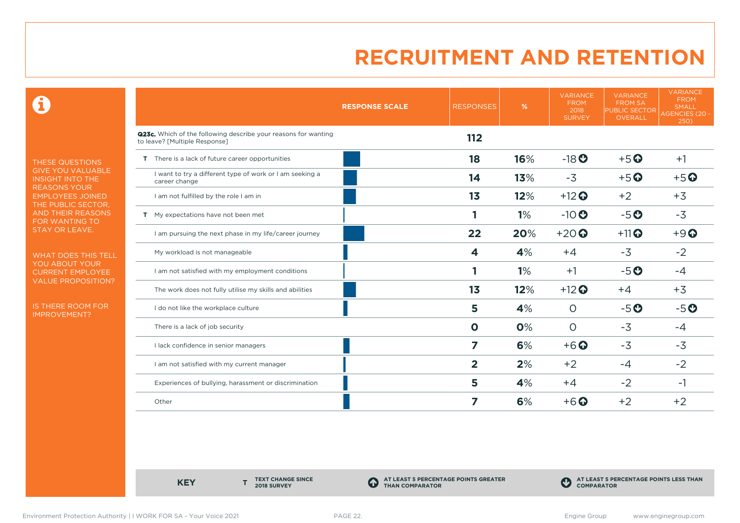# RECRUITMENT AND RETENTION

THESE QUESTIONS GIVE YOU VALUABLE INSIGHT INTO THE REASONS YOUR EMPLOYEES JOINED THE PUBLIC SECTOR, AND THEIR REASONS FOR WANTING TO STAY OR LEAVE.

WHAT DOES THIS TELL YOU ABOUT YOUR CURRENT EMPLOYEE VALUE PROPOSITION?

IS THERE ROOM FOR IMPROVEMENT?

| | RESPONSE SCALE | RESPONSES | % | VARIANCE FROM 2018 SURVEY | VARIANCE FROM SA PUBLIC SECTOR OVERALL | VARIANCE FROM SMALL AGENCIES (20 - 250) |
|---|---|---|---|---|---|---|
| **Q23c.** Which of the following describe your reasons for wanting to leave? [Multiple Response] | | **112** | | | | |
| T There is a lack of future career opportunities | | **18** | **16%** | -18 ⬇ | +5 ⬆ | +1 |
| I want to try a different type of work or I am seeking a career change | | **14** | **13%** | -3 | +5 ⬆ | +5 ⬆ |
| I am not fulfilled by the role I am in | | **13** | **12%** | +12 ⬆ | +2 | +3 |
| T My expectations have not been met | | **1** | **1%** | -10 ⬇ | -5 ⬇ | -3 |
| I am pursuing the next phase in my life/career journey | | **22** | **20%** | +20 ⬆ | +11 ⬆ | +9 ⬆ |
| My workload is not manageable | | **4** | **4%** | +4 | -3 | -2 |
| I am not satisfied with my employment conditions | | **1** | **1%** | +1 | -5 ⬇ | -4 |
| The work does not fully utilise my skills and abilities | | **13** | **12%** | +12 ⬆ | +4 | +3 |
| I do not like the workplace culture | | **5** | **4%** | 0 | -5 ⬇ | -5 ⬇ |
| There is a lack of job security | | **0** | **0%** | 0 | -3 | -4 |
| I lack confidence in senior managers | | **7** | **6%** | +6 ⬆ | -3 | -3 |
| I am not satisfied with my current manager | | **2** | **2%** | +2 | -4 | -2 |
| Experiences of bullying, harassment or discrimination | | **5** | **4%** | +4 | -2 | -1 |
| Other | | **7** | **6%** | +6 ⬆ | +2 | +2 |

**KEY**

**T** TEXT CHANGE SINCE 2018 SURVEY

⬆ AT LEAST 5 PERCENTAGE POINTS GREATER THAN COMPARATOR

⬇ AT LEAST 5 PERCENTAGE POINTS LESS THAN COMPARATOR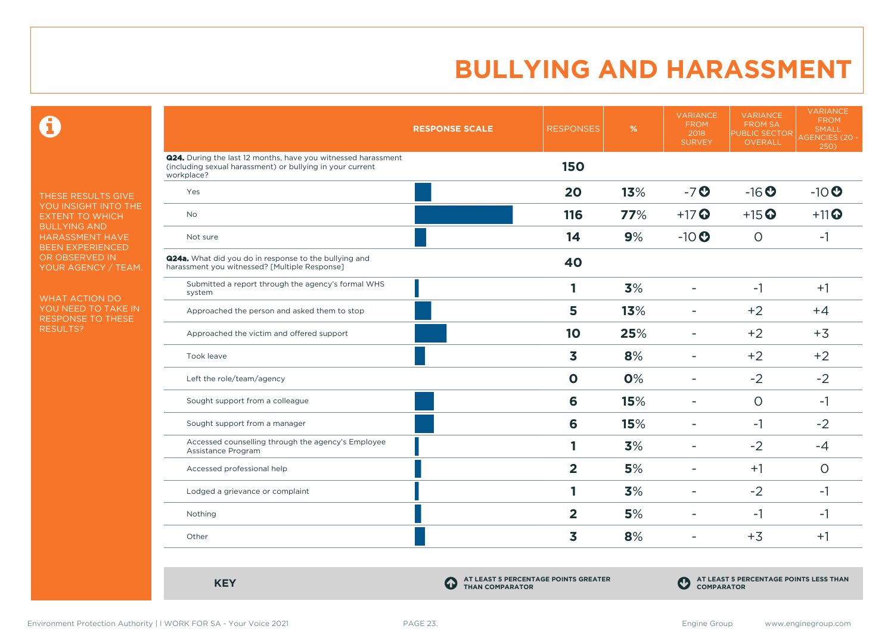# BULLYING AND HARASSMENT

THESE RESULTS GIVE YOU INSIGHT INTO THE EXTENT TO WHICH BULLYING AND HARASSMENT HAVE BEEN EXPERIENCED OR OBSERVED IN YOUR AGENCY / TEAM.

WHAT ACTION DO YOU NEED TO TAKE IN RESPONSE TO THESE RESULTS?

| RESPONSE SCALE | RESPONSES | % | VARIANCE FROM 2018 SURVEY | VARIANCE FROM SA PUBLIC SECTOR OVERALL | VARIANCE FROM SMALL AGENCIES (20 - 250) |
|---|---|---|---|---|---|
| **Q24.** During the last 12 months, have you witnessed harassment (including sexual harassment) or bullying in your current workplace? | **150** | | | | |
| Yes | **20** | **13%** | -7 ⬇ | -16 ⬇ | -10 ⬇ |
| No | **116** | **77%** | +17 ⬆ | +15 ⬆ | +11 ⬆ |
| Not sure | **14** | **9%** | -10 ⬇ | 0 | -1 |
| **Q24a.** What did you do in response to the bullying and harassment you witnessed? [Multiple Response] | **40** | | | | |
| Submitted a report through the agency's formal WHS system | **1** | **3%** | - | -1 | +1 |
| Approached the person and asked them to stop | **5** | **13%** | - | +2 | +4 |
| Approached the victim and offered support | **10** | **25%** | - | +2 | +3 |
| Took leave | **3** | **8%** | - | +2 | +2 |
| Left the role/team/agency | **0** | **0%** | - | -2 | -2 |
| Sought support from a colleague | **6** | **15%** | - | 0 | -1 |
| Sought support from a manager | **6** | **15%** | - | -1 | -2 |
| Accessed counselling through the agency's Employee Assistance Program | **1** | **3%** | - | -2 | -4 |
| Accessed professional help | **2** | **5%** | - | +1 | 0 |
| Lodged a grievance or complaint | **1** | **3%** | - | -2 | -1 |
| Nothing | **2** | **5%** | - | -1 | -1 |
| Other | **3** | **8%** | - | +3 | +1 |

**KEY**

⬆ AT LEAST 5 PERCENTAGE POINTS GREATER THAN COMPARATOR

⬇ AT LEAST 5 PERCENTAGE POINTS LESS THAN COMPARATOR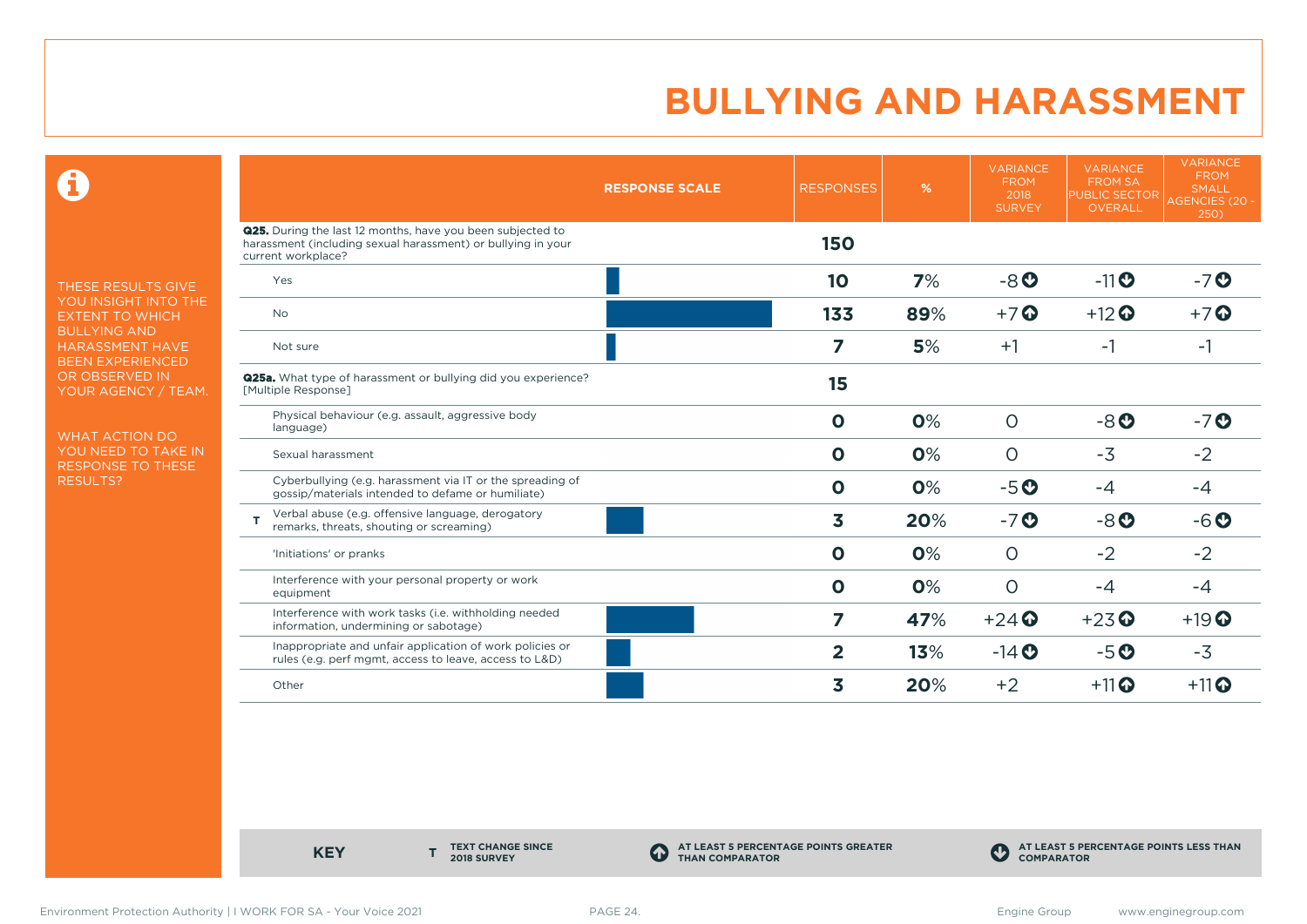# BULLYING AND HARASSMENT

THESE RESULTS GIVE YOU INSIGHT INTO THE EXTENT TO WHICH BULLYING AND HARASSMENT HAVE BEEN EXPERIENCED OR OBSERVED IN YOUR AGENCY / TEAM.

WHAT ACTION DO YOU NEED TO TAKE IN RESPONSE TO THESE RESULTS?

| | RESPONSE SCALE | RESPONSES | % | VARIANCE FROM 2018 SURVEY | VARIANCE FROM SA PUBLIC SECTOR OVERALL | VARIANCE FROM SMALL AGENCIES (20 - 250) |
|---|---|---|---|---|---|---|
| **Q25.** During the last 12 months, have you been subjected to harassment (including sexual harassment) or bullying in your current workplace? | | **150** | | | | |
| Yes | | **10** | **7**% | -8 ⬇ | -11 ⬇ | -7 ⬇ |
| No | | **133** | **89**% | +7 ⬆ | +12 ⬆ | +7 ⬆ |
| Not sure | | **7** | **5**% | +1 | -1 | -1 |
| **Q25a.** What type of harassment or bullying did you experience? [Multiple Response] | | **15** | | | | |
| Physical behaviour (e.g. assault, aggressive body language) | | **0** | **0**% | 0 | -8 ⬇ | -7 ⬇ |
| Sexual harassment | | **0** | **0**% | 0 | -3 | -2 |
| Cyberbullying (e.g. harassment via IT or the spreading of gossip/materials intended to defame or humiliate) | | **0** | **0**% | -5 ⬇ | -4 | -4 |
| T Verbal abuse (e.g. offensive language, derogatory remarks, threats, shouting or screaming) | | **3** | **20**% | -7 ⬇ | -8 ⬇ | -6 ⬇ |
| 'Initiations' or pranks | | **0** | **0**% | 0 | -2 | -2 |
| Interference with your personal property or work equipment | | **0** | **0**% | 0 | -4 | -4 |
| Interference with work tasks (i.e. withholding needed information, undermining or sabotage) | | **7** | **47**% | +24 ⬆ | +23 ⬆ | +19 ⬆ |
| Inappropriate and unfair application of work policies or rules (e.g. perf mgmt, access to leave, access to L&D) | | **2** | **13**% | -14 ⬇ | -5 ⬇ | -3 |
| Other | | **3** | **20**% | +2 | +11 ⬆ | +11 ⬆ |

**KEY**

**T** TEXT CHANGE SINCE 2018 SURVEY

⬆ AT LEAST 5 PERCENTAGE POINTS GREATER THAN COMPARATOR

⬇ AT LEAST 5 PERCENTAGE POINTS LESS THAN COMPARATOR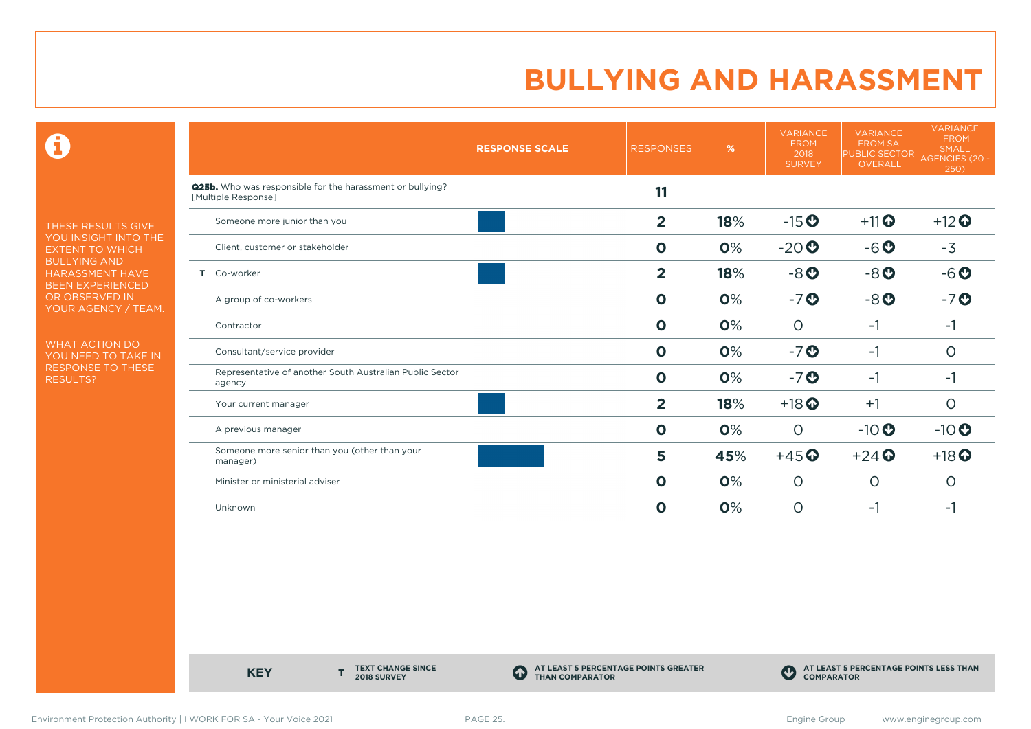# BULLYING AND HARASSMENT

THESE RESULTS GIVE YOU INSIGHT INTO THE EXTENT TO WHICH BULLYING AND HARASSMENT HAVE BEEN EXPERIENCED OR OBSERVED IN YOUR AGENCY / TEAM.

WHAT ACTION DO YOU NEED TO TAKE IN RESPONSE TO THESE RESULTS?

| | RESPONSE SCALE | RESPONSES | % | VARIANCE FROM 2018 SURVEY | VARIANCE FROM SA PUBLIC SECTOR OVERALL | VARIANCE FROM SMALL AGENCIES (20 - 250) |
|---|---|---|---|---|---|---|
| **Q25b.** Who was responsible for the harassment or bullying? [Multiple Response] | | **11** | | | | |
| Someone more junior than you | | **2** | **18**% | -15 ⬇ | +11 ⬆ | +12 ⬆ |
| Client, customer or stakeholder | | **0** | **0**% | -20 ⬇ | -6 ⬇ | -3 |
| T Co-worker | | **2** | **18**% | -8 ⬇ | -8 ⬇ | -6 ⬇ |
| A group of co-workers | | **0** | **0**% | -7 ⬇ | -8 ⬇ | -7 ⬇ |
| Contractor | | **0** | **0**% | 0 | -1 | -1 |
| Consultant/service provider | | **0** | **0**% | -7 ⬇ | -1 | 0 |
| Representative of another South Australian Public Sector agency | | **0** | **0**% | -7 ⬇ | -1 | -1 |
| Your current manager | | **2** | **18**% | +18 ⬆ | +1 | 0 |
| A previous manager | | **0** | **0**% | 0 | -10 ⬇ | -10 ⬇ |
| Someone more senior than you (other than your manager) | | **5** | **45**% | +45 ⬆ | +24 ⬆ | +18 ⬆ |
| Minister or ministerial adviser | | **0** | **0**% | 0 | 0 | 0 |
| Unknown | | **0** | **0**% | 0 | -1 | -1 |

**KEY** — **T** TEXT CHANGE SINCE 2018 SURVEY — ⬆ AT LEAST 5 PERCENTAGE POINTS GREATER THAN COMPARATOR — ⬇ AT LEAST 5 PERCENTAGE POINTS LESS THAN COMPARATOR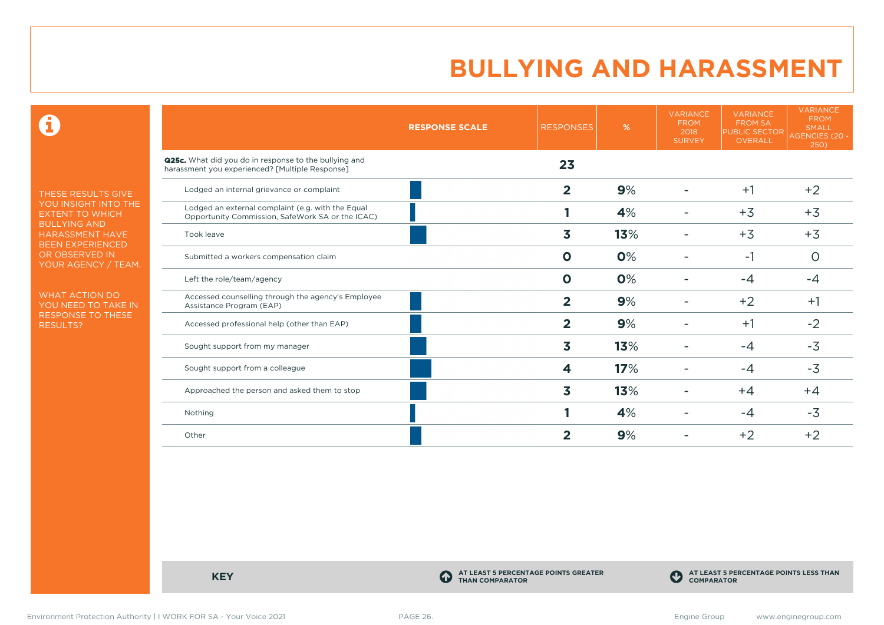# BULLYING AND HARASSMENT

THESE RESULTS GIVE YOU INSIGHT INTO THE EXTENT TO WHICH BULLYING AND HARASSMENT HAVE BEEN EXPERIENCED OR OBSERVED IN YOUR AGENCY / TEAM.

WHAT ACTION DO YOU NEED TO TAKE IN RESPONSE TO THESE RESULTS?

| | RESPONSE SCALE | RESPONSES | % | VARIANCE FROM 2018 SURVEY | VARIANCE FROM SA PUBLIC SECTOR OVERALL | VARIANCE FROM SMALL AGENCIES (20 - 250) |
|---|---|---|---|---|---|---|
| **Q25c.** What did you do in response to the bullying and harassment you experienced? [Multiple Response] | | **23** | | | | |
| Lodged an internal grievance or complaint | | **2** | **9**% | - | +1 | +2 |
| Lodged an external complaint (e.g. with the Equal Opportunity Commission, SafeWork SA or the ICAC) | | **1** | **4**% | - | +3 | +3 |
| Took leave | | **3** | **13**% | - | +3 | +3 |
| Submitted a workers compensation claim | | **0** | **0**% | - | -1 | 0 |
| Left the role/team/agency | | **0** | **0**% | - | -4 | -4 |
| Accessed counselling through the agency's Employee Assistance Program (EAP) | | **2** | **9**% | - | +2 | +1 |
| Accessed professional help (other than EAP) | | **2** | **9**% | - | +1 | -2 |
| Sought support from my manager | | **3** | **13**% | - | -4 | -3 |
| Sought support from a colleague | | **4** | **17**% | - | -4 | -3 |
| Approached the person and asked them to stop | | **3** | **13**% | - | +4 | +4 |
| Nothing | | **1** | **4**% | - | -4 | -3 |
| Other | | **2** | **9**% | - | +2 | +2 |

**KEY**

AT LEAST 5 PERCENTAGE POINTS GREATER THAN COMPARATOR

AT LEAST 5 PERCENTAGE POINTS LESS THAN COMPARATOR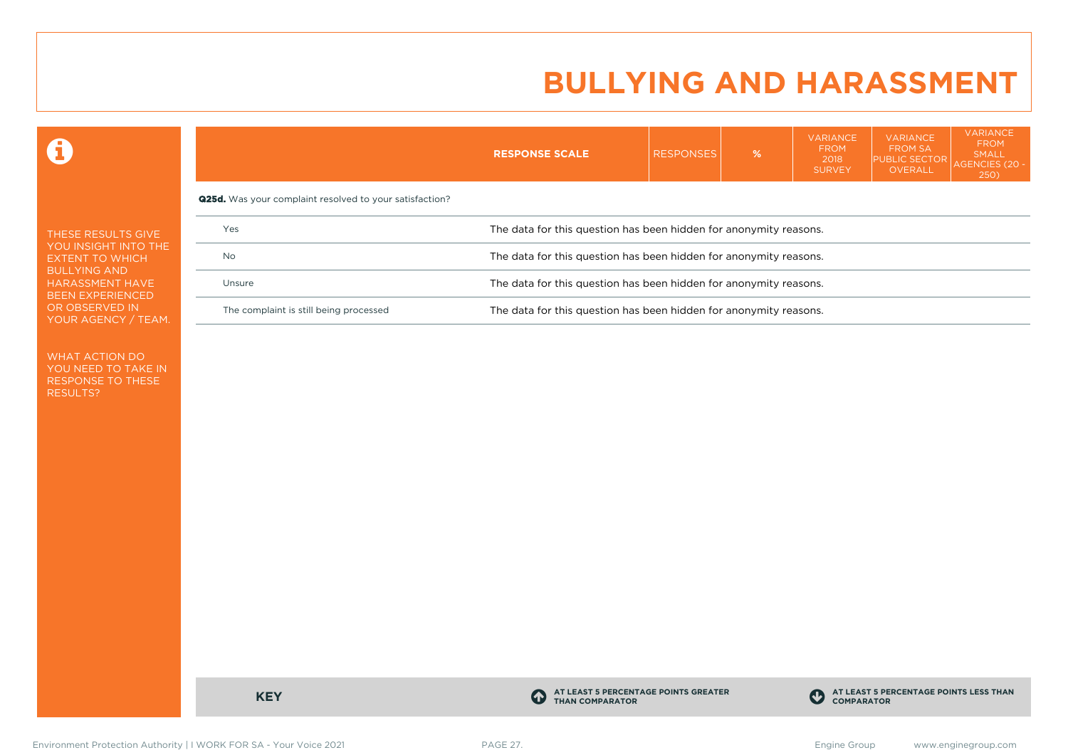# BULLYING AND HARASSMENT

THESE RESULTS GIVE YOU INSIGHT INTO THE EXTENT TO WHICH BULLYING AND HARASSMENT HAVE BEEN EXPERIENCED OR OBSERVED IN YOUR AGENCY / TEAM.

WHAT ACTION DO YOU NEED TO TAKE IN RESPONSE TO THESE RESULTS?

| | RESPONSE SCALE | RESPONSES | % | VARIANCE FROM 2018 SURVEY | VARIANCE FROM SA PUBLIC SECTOR OVERALL | VARIANCE FROM SMALL AGENCIES (20 - 250) |
|---|---|---|---|---|---|---|
| **Q25d.** Was your complaint resolved to your satisfaction? | | | | | | |
| Yes | The data for this question has been hidden for anonymity reasons. | | | | | |
| No | The data for this question has been hidden for anonymity reasons. | | | | | |
| Unsure | The data for this question has been hidden for anonymity reasons. | | | | | |
| The complaint is still being processed | The data for this question has been hidden for anonymity reasons. | | | | | |

**KEY**

**AT LEAST 5 PERCENTAGE POINTS GREATER THAN COMPARATOR**

**AT LEAST 5 PERCENTAGE POINTS LESS THAN COMPARATOR**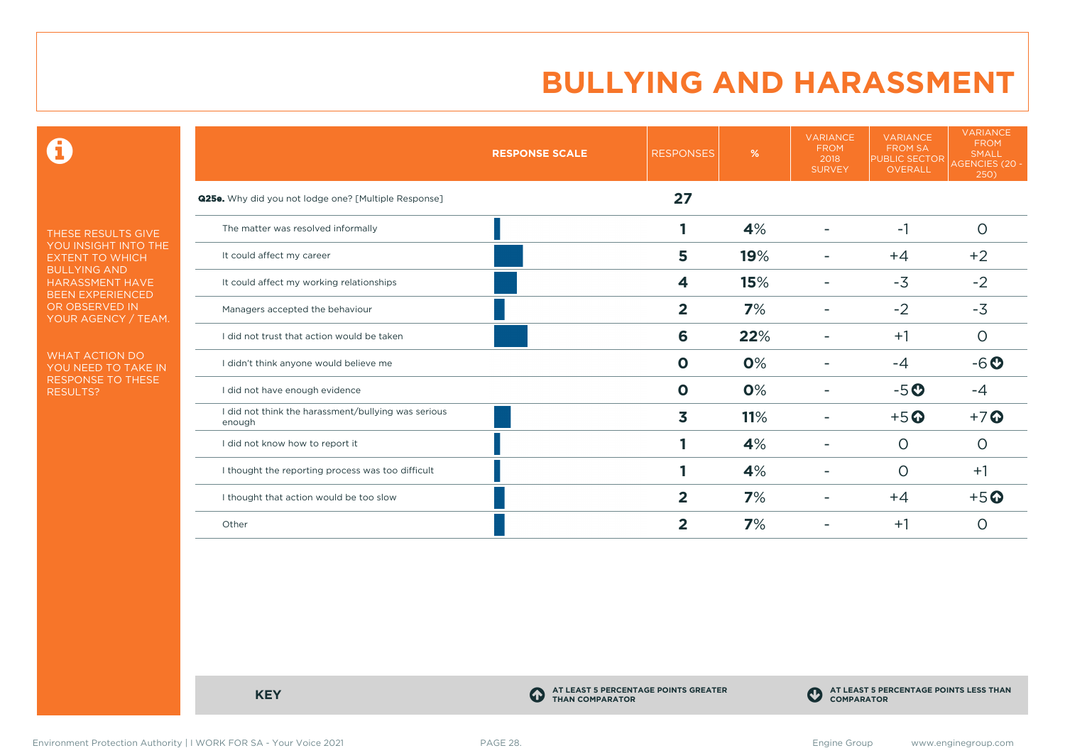# BULLYING AND HARASSMENT

THESE RESULTS GIVE YOU INSIGHT INTO THE EXTENT TO WHICH BULLYING AND HARASSMENT HAVE BEEN EXPERIENCED OR OBSERVED IN YOUR AGENCY / TEAM.

WHAT ACTION DO YOU NEED TO TAKE IN RESPONSE TO THESE RESULTS?

| RESPONSE SCALE | RESPONSES | % | VARIANCE FROM 2018 SURVEY | VARIANCE FROM SA PUBLIC SECTOR OVERALL | VARIANCE FROM SMALL AGENCIES (20 - 250) |
|---|---|---|---|---|---|
| **Q25e.** Why did you not lodge one? [Multiple Response] | **27** | | | | |
| The matter was resolved informally | **1** | **4**% | - | -1 | 0 |
| It could affect my career | **5** | **19**% | - | +4 | +2 |
| It could affect my working relationships | **4** | **15**% | - | -3 | -2 |
| Managers accepted the behaviour | **2** | **7**% | - | -2 | -3 |
| I did not trust that action would be taken | **6** | **22**% | - | +1 | 0 |
| I didn't think anyone would believe me | **0** | **0**% | - | -4 | -6 ⬇ |
| I did not have enough evidence | **0** | **0**% | - | -5 ⬇ | -4 |
| I did not think the harassment/bullying was serious enough | **3** | **11**% | - | +5 ⬆ | +7 ⬆ |
| I did not know how to report it | **1** | **4**% | - | 0 | 0 |
| I thought the reporting process was too difficult | **1** | **4**% | - | 0 | +1 |
| I thought that action would be too slow | **2** | **7**% | - | +4 | +5 ⬆ |
| Other | **2** | **7**% | - | +1 | 0 |

**KEY**

⬆ **AT LEAST 5 PERCENTAGE POINTS GREATER THAN COMPARATOR**

⬇ **AT LEAST 5 PERCENTAGE POINTS LESS THAN COMPARATOR**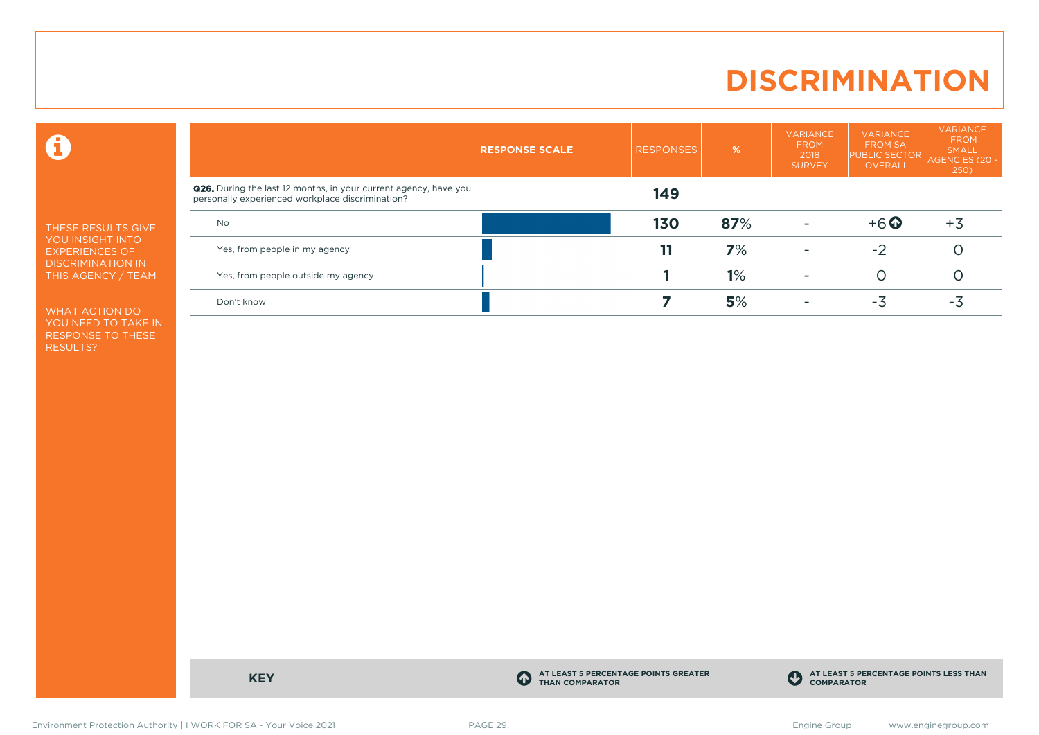# DISCRIMINATION

THESE RESULTS GIVE YOU INSIGHT INTO EXPERIENCES OF DISCRIMINATION IN THIS AGENCY / TEAM

WHAT ACTION DO YOU NEED TO TAKE IN RESPONSE TO THESE RESULTS?

| | RESPONSE SCALE | RESPONSES | % | VARIANCE FROM 2018 SURVEY | VARIANCE FROM SA PUBLIC SECTOR OVERALL | VARIANCE FROM SMALL AGENCIES (20 - 250) |
|---|---|---|---|---|---|---|
| **Q26.** During the last 12 months, in your current agency, have you personally experienced workplace discrimination? | | **149** | | | | |
| No | | **130** | **87**% | - | +6 ⬆ | +3 |
| Yes, from people in my agency | | **11** | **7**% | - | -2 | 0 |
| Yes, from people outside my agency | | **1** | **1**% | - | 0 | 0 |
| Don't know | | **7** | **5**% | - | -3 | -3 |

**KEY**

⬆ AT LEAST 5 PERCENTAGE POINTS GREATER THAN COMPARATOR

⬇ AT LEAST 5 PERCENTAGE POINTS LESS THAN COMPARATOR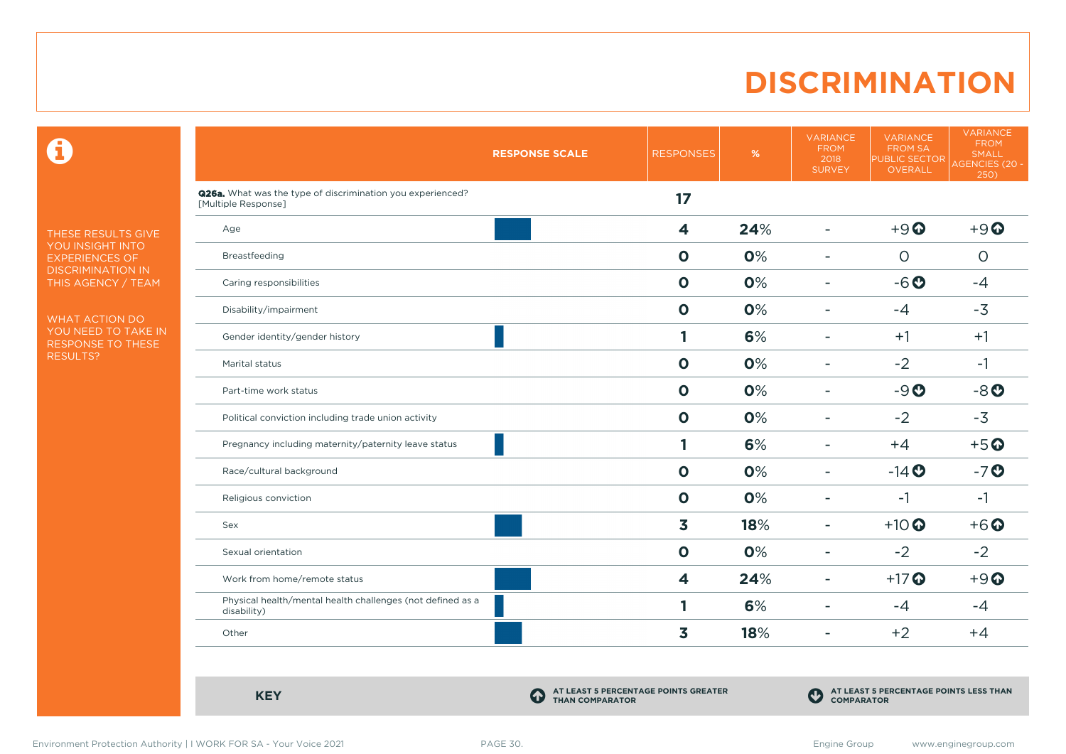# DISCRIMINATION

THESE RESULTS GIVE YOU INSIGHT INTO EXPERIENCES OF DISCRIMINATION IN THIS AGENCY / TEAM

WHAT ACTION DO YOU NEED TO TAKE IN RESPONSE TO THESE RESULTS?

| RESPONSE SCALE | RESPONSES | % | VARIANCE FROM 2018 SURVEY | VARIANCE FROM SA PUBLIC SECTOR OVERALL | VARIANCE FROM SMALL AGENCIES (20 - 250) |
|---|---|---|---|---|---|
| **Q26a.** What was the type of discrimination you experienced? [Multiple Response] | 17 | | | | |
| Age | 4 | 24% | - | +9 ⬆ | +9 ⬆ |
| Breastfeeding | 0 | 0% | - | 0 | 0 |
| Caring responsibilities | 0 | 0% | - | -6 ⬇ | -4 |
| Disability/impairment | 0 | 0% | - | -4 | -3 |
| Gender identity/gender history | 1 | 6% | - | +1 | +1 |
| Marital status | 0 | 0% | - | -2 | -1 |
| Part-time work status | 0 | 0% | - | -9 ⬇ | -8 ⬇ |
| Political conviction including trade union activity | 0 | 0% | - | -2 | -3 |
| Pregnancy including maternity/paternity leave status | 1 | 6% | - | +4 | +5 ⬆ |
| Race/cultural background | 0 | 0% | - | -14 ⬇ | -7 ⬇ |
| Religious conviction | 0 | 0% | - | -1 | -1 |
| Sex | 3 | 18% | - | +10 ⬆ | +6 ⬆ |
| Sexual orientation | 0 | 0% | - | -2 | -2 |
| Work from home/remote status | 4 | 24% | - | +17 ⬆ | +9 ⬆ |
| Physical health/mental health challenges (not defined as a disability) | 1 | 6% | - | -4 | -4 |
| Other | 3 | 18% | - | +2 | +4 |

**KEY**

⬆ AT LEAST 5 PERCENTAGE POINTS GREATER THAN COMPARATOR

⬇ AT LEAST 5 PERCENTAGE POINTS LESS THAN COMPARATOR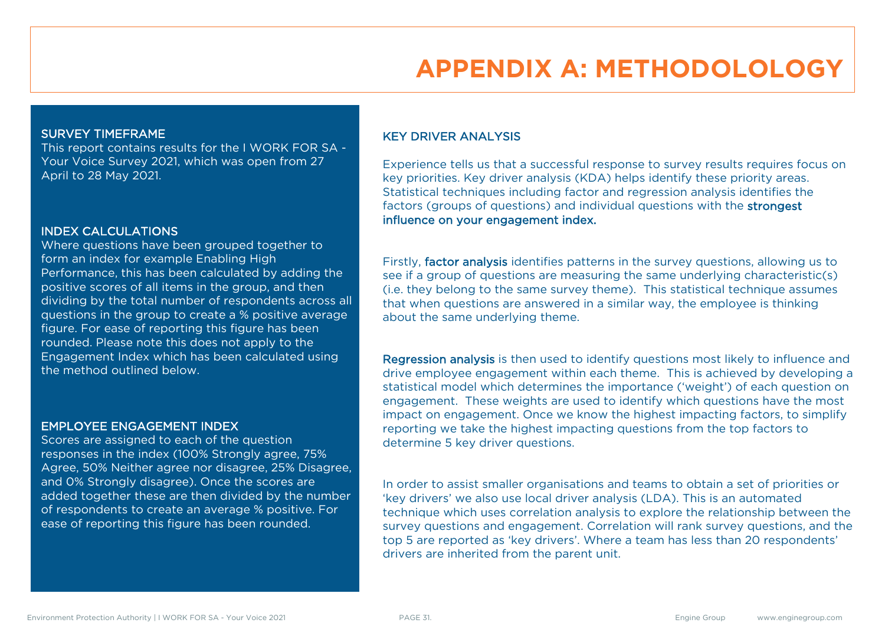# APPENDIX A: METHODOLOLOGY

## SURVEY TIMEFRAME

This report contains results for the I WORK FOR SA - Your Voice Survey 2021, which was open from 27 April to 28 May 2021.

## INDEX CALCULATIONS

Where questions have been grouped together to form an index for example Enabling High Performance, this has been calculated by adding the positive scores of all items in the group, and then dividing by the total number of respondents across all questions in the group to create a % positive average figure. For ease of reporting this figure has been rounded. Please note this does not apply to the Engagement Index which has been calculated using the method outlined below.

## EMPLOYEE ENGAGEMENT INDEX

Scores are assigned to each of the question responses in the index (100% Strongly agree, 75% Agree, 50% Neither agree nor disagree, 25% Disagree, and 0% Strongly disagree). Once the scores are added together these are then divided by the number of respondents to create an average % positive. For ease of reporting this figure has been rounded.

## KEY DRIVER ANALYSIS

Experience tells us that a successful response to survey results requires focus on key priorities. Key driver analysis (KDA) helps identify these priority areas. Statistical techniques including factor and regression analysis identifies the factors (groups of questions) and individual questions with the **strongest influence on your engagement index.**

Firstly, **factor analysis** identifies patterns in the survey questions, allowing us to see if a group of questions are measuring the same underlying characteristic(s) (i.e. they belong to the same survey theme). This statistical technique assumes that when questions are answered in a similar way, the employee is thinking about the same underlying theme.

**Regression analysis** is then used to identify questions most likely to influence and drive employee engagement within each theme. This is achieved by developing a statistical model which determines the importance ('weight') of each question on engagement. These weights are used to identify which questions have the most impact on engagement. Once we know the highest impacting factors, to simplify reporting we take the highest impacting questions from the top factors to determine 5 key driver questions.

In order to assist smaller organisations and teams to obtain a set of priorities or 'key drivers' we also use local driver analysis (LDA). This is an automated technique which uses correlation analysis to explore the relationship between the survey questions and engagement. Correlation will rank survey questions, and the top 5 are reported as 'key drivers'. Where a team has less than 20 respondents' drivers are inherited from the parent unit.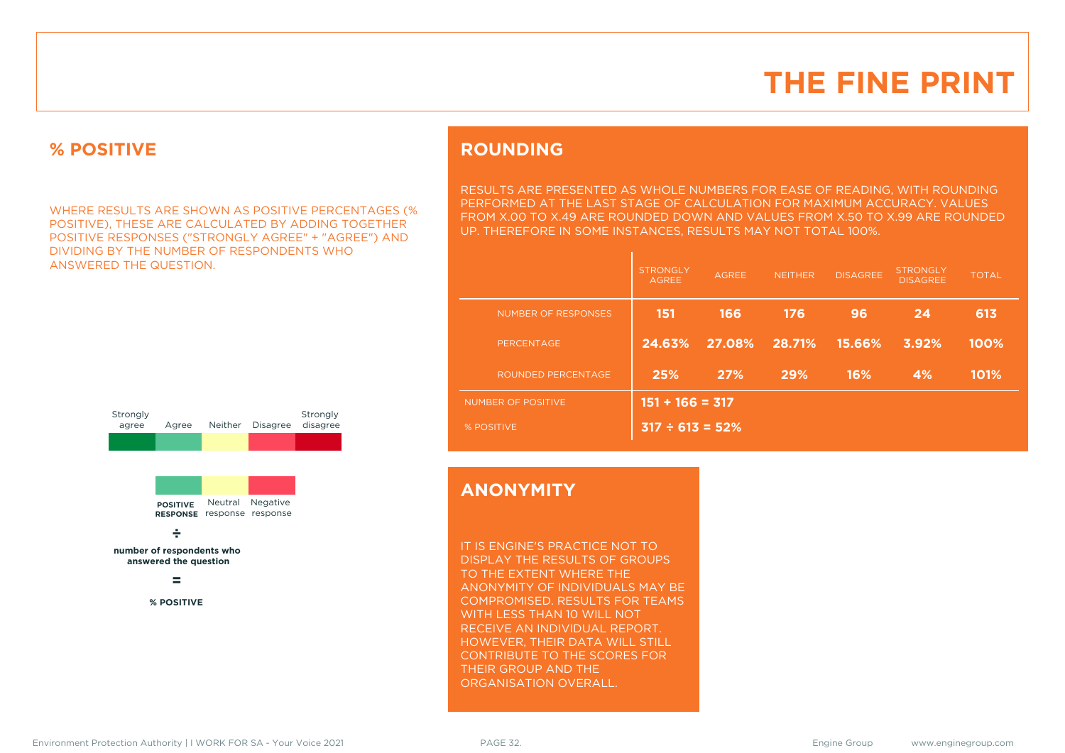# THE FINE PRINT

## % POSITIVE

WHERE RESULTS ARE SHOWN AS POSITIVE PERCENTAGES (% POSITIVE), THESE ARE CALCULATED BY ADDING TOGETHER POSITIVE RESPONSES ("STRONGLY AGREE" + "AGREE") AND DIVIDING BY THE NUMBER OF RESPONDENTS WHO ANSWERED THE QUESTION.

Strongly agree
Agree
Neither
Disagree
Strongly disagree

**POSITIVE RESPONSE**
Neutral response
Negative response

÷

**number of respondents who answered the question**

=

**% POSITIVE**

## ROUNDING

RESULTS ARE PRESENTED AS WHOLE NUMBERS FOR EASE OF READING, WITH ROUNDING PERFORMED AT THE LAST STAGE OF CALCULATION FOR MAXIMUM ACCURACY. VALUES FROM X.00 TO X.49 ARE ROUNDED DOWN AND VALUES FROM X.50 TO X.99 ARE ROUNDED UP. THEREFORE IN SOME INSTANCES, RESULTS MAY NOT TOTAL 100%.

| | STRONGLY AGREE | AGREE | NEITHER | DISAGREE | STRONGLY DISAGREE | TOTAL |
|---|---|---|---|---|---|---|
| NUMBER OF RESPONSES | **151** | **166** | **176** | **96** | **24** | **613** |
| PERCENTAGE | **24.63%** | **27.08%** | **28.71%** | **15.66%** | **3.92%** | **100%** |
| ROUNDED PERCENTAGE | **25%** | **27%** | **29%** | **16%** | **4%** | **101%** |
| NUMBER OF POSITIVE | **151 + 166 = 317** | | | | | |
| % POSITIVE | **317 ÷ 613 = 52%** | | | | | |

## ANONYMITY

IT IS ENGINE'S PRACTICE NOT TO DISPLAY THE RESULTS OF GROUPS TO THE EXTENT WHERE THE ANONYMITY OF INDIVIDUALS MAY BE COMPROMISED. RESULTS FOR TEAMS WITH LESS THAN 10 WILL NOT RECEIVE AN INDIVIDUAL REPORT. HOWEVER, THEIR DATA WILL STILL CONTRIBUTE TO THE SCORES FOR THEIR GROUP AND THE ORGANISATION OVERALL.